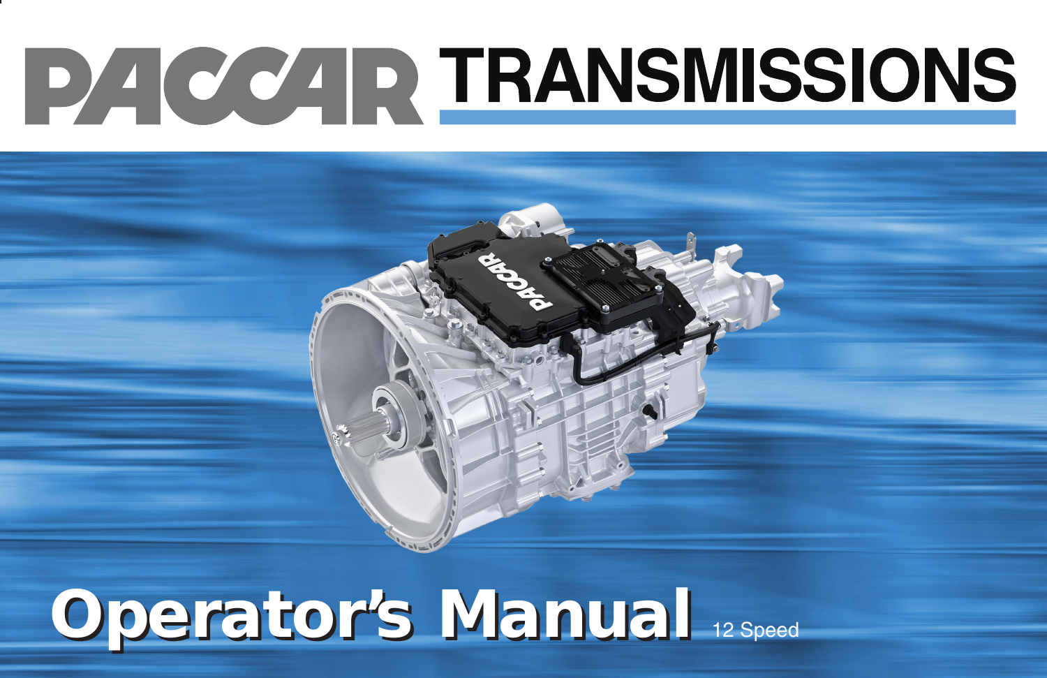# PACCAR TRANSMISSIONS

# Operator's Manual

12 Speed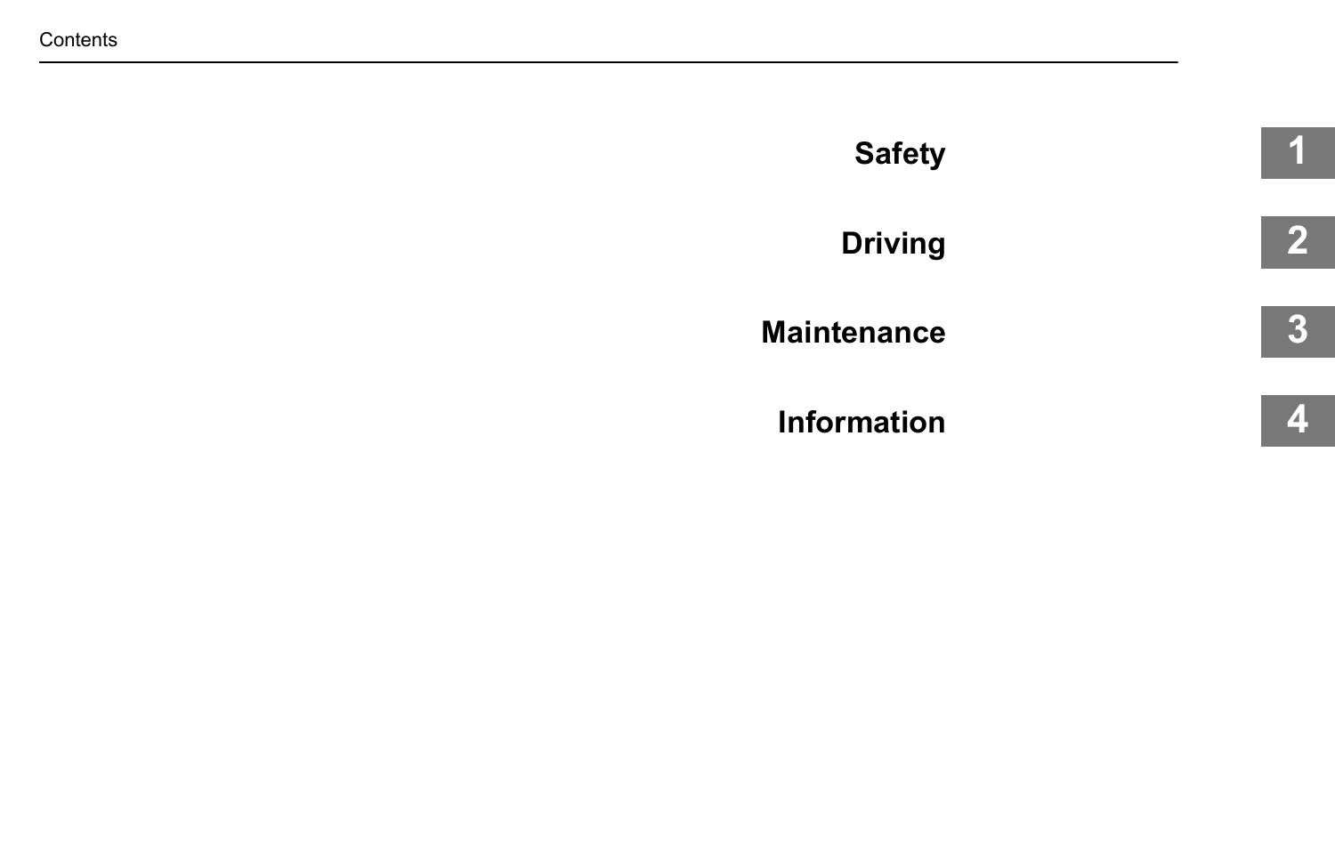# Contents

| | |
|---|---|
| **Safety** | **1** |
| **Driving** | **2** |
| **Maintenance** | **3** |
| **Information** | **4** |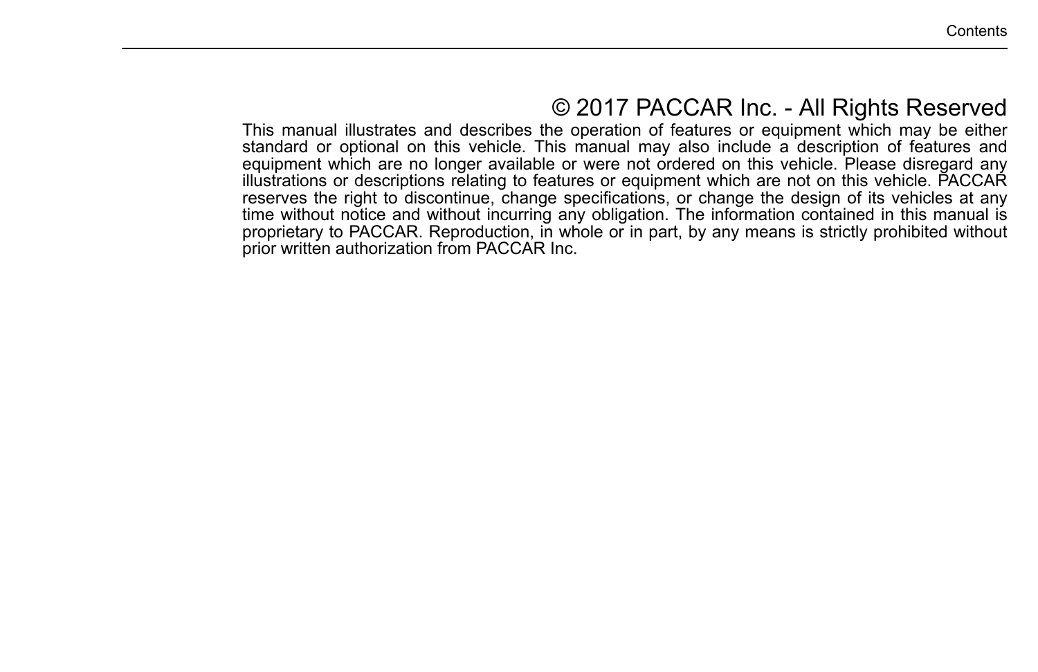# © 2017 PACCAR Inc. - All Rights Reserved

This manual illustrates and describes the operation of features or equipment which may be either standard or optional on this vehicle. This manual may also include a description of features and equipment which are no longer available or were not ordered on this vehicle. Please disregard any illustrations or descriptions relating to features or equipment which are not on this vehicle. PACCAR reserves the right to discontinue, change specifications, or change the design of its vehicles at any time without notice and without incurring any obligation. The information contained in this manual is proprietary to PACCAR. Reproduction, in whole or in part, by any means is strictly prohibited without prior written authorization from PACCAR Inc.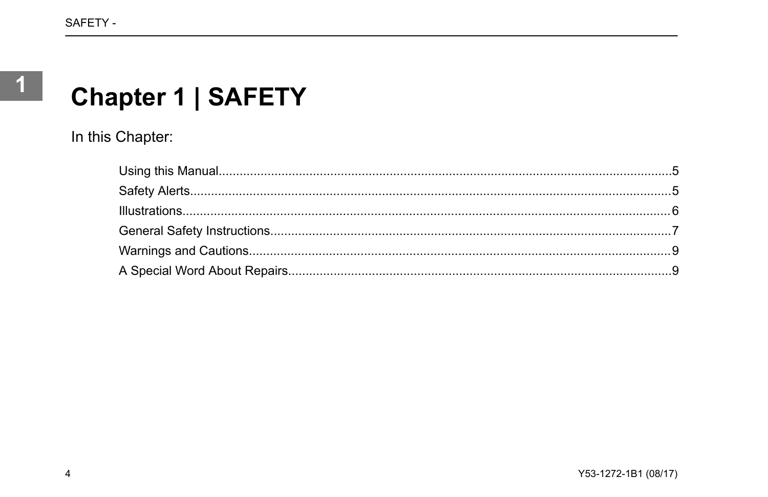# Chapter 1 | SAFETY

In this Chapter:

- Using this Manual....5
- Safety Alerts....5
- Illustrations....6
- General Safety Instructions....7
- Warnings and Cautions....9
- A Special Word About Repairs....9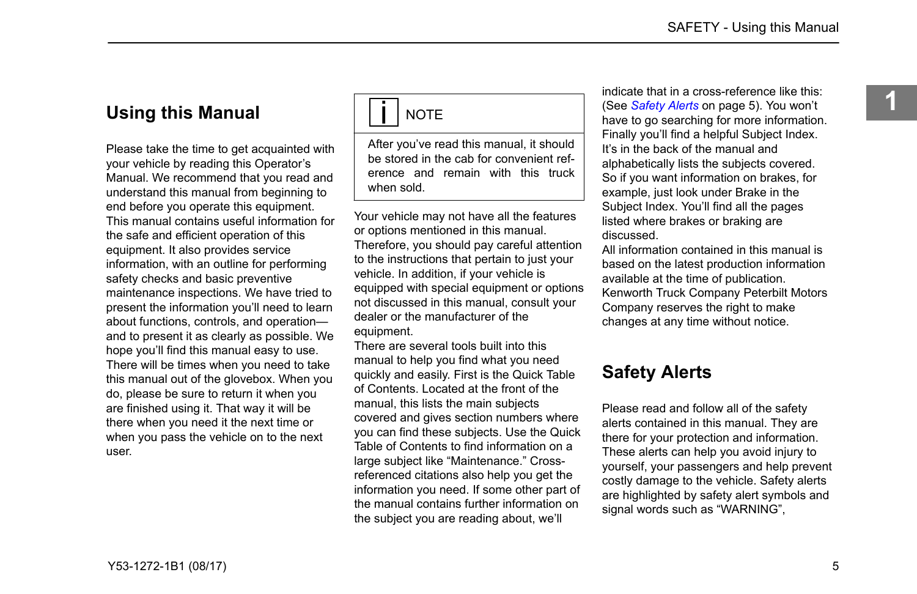## Using this Manual

Please take the time to get acquainted with your vehicle by reading this Operator's Manual. We recommend that you read and understand this manual from beginning to end before you operate this equipment. This manual contains useful information for the safe and efficient operation of this equipment. It also provides service information, with an outline for performing safety checks and basic preventive maintenance inspections. We have tried to present the information you'll need to learn about functions, controls, and operation—and to present it as clearly as possible. We hope you'll find this manual easy to use. There will be times when you need to take this manual out of the glovebox. When you do, please be sure to return it when you are finished using it. That way it will be there when you need it the next time or when you pass the vehicle on to the next user.

> **NOTE**
>
> After you've read this manual, it should be stored in the cab for convenient reference and remain with this truck when sold.

Your vehicle may not have all the features or options mentioned in this manual. Therefore, you should pay careful attention to the instructions that pertain to just your vehicle. In addition, if your vehicle is equipped with special equipment or options not discussed in this manual, consult your dealer or the manufacturer of the equipment.

There are several tools built into this manual to help you find what you need quickly and easily. First is the Quick Table of Contents. Located at the front of the manual, this lists the main subjects covered and gives section numbers where you can find these subjects. Use the Quick Table of Contents to find information on a large subject like "Maintenance." Cross-referenced citations also help you get the information you need. If some other part of the manual contains further information on the subject you are reading about, we'll indicate that in a cross-reference like this: (See *Safety Alerts* on page 5). You won't have to go searching for more information. Finally you'll find a helpful Subject Index. It's in the back of the manual and alphabetically lists the subjects covered. So if you want information on brakes, for example, just look under Brake in the Subject Index. You'll find all the pages listed where brakes or braking are discussed.

All information contained in this manual is based on the latest production information available at the time of publication. Kenworth Truck Company Peterbilt Motors Company reserves the right to make changes at any time without notice.

## Safety Alerts

Please read and follow all of the safety alerts contained in this manual. They are there for your protection and information. These alerts can help you avoid injury to yourself, your passengers and help prevent costly damage to the vehicle. Safety alerts are highlighted by safety alert symbols and signal words such as "WARNING",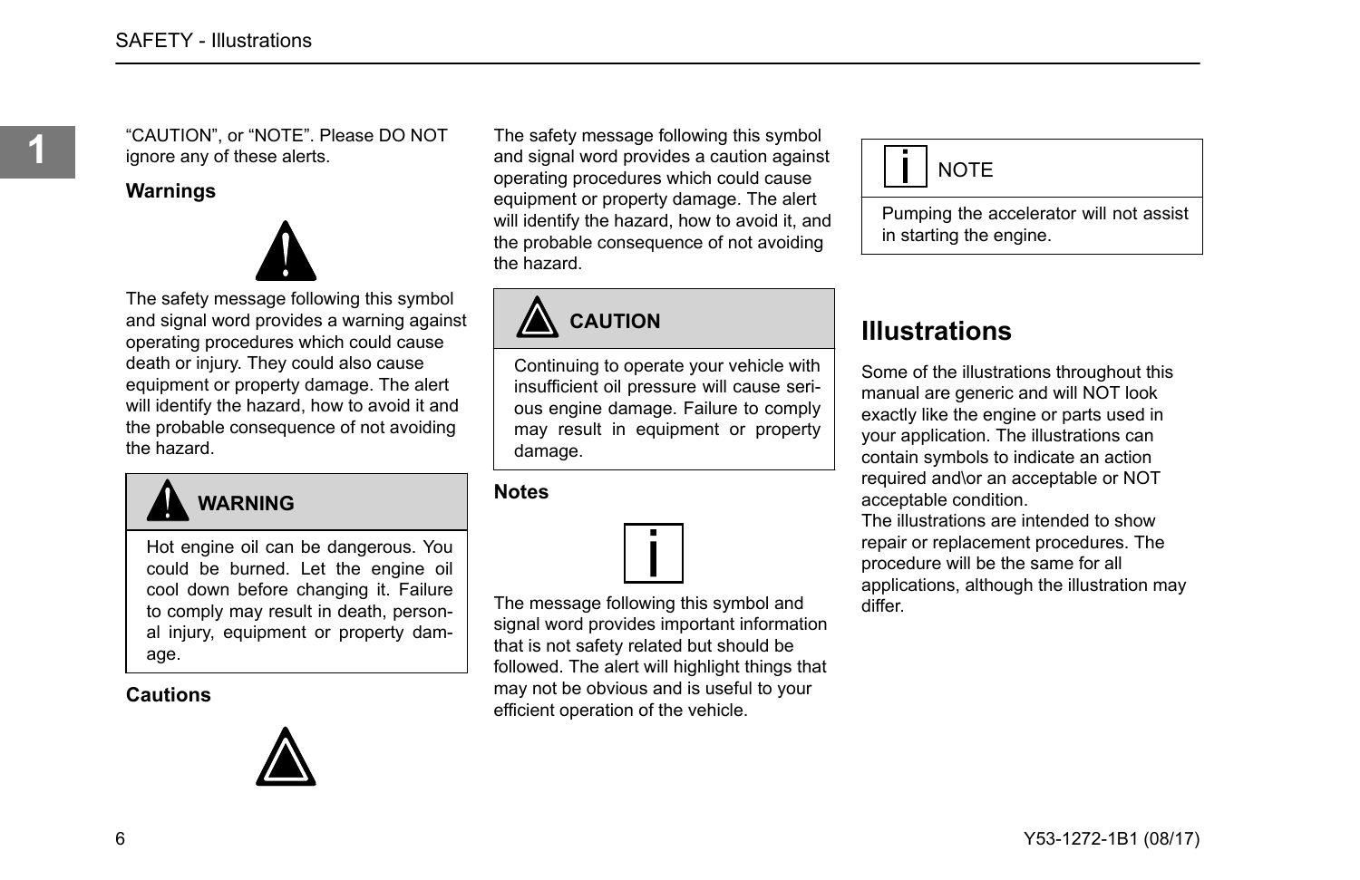"CAUTION", or "NOTE". Please DO NOT ignore any of these alerts.

### Warnings

The safety message following this symbol and signal word provides a warning against operating procedures which could cause death or injury. They could also cause equipment or property damage. The alert will identify the hazard, how to avoid it and the probable consequence of not avoiding the hazard.

> **WARNING**
>
> Hot engine oil can be dangerous. You could be burned. Let the engine oil cool down before changing it. Failure to comply may result in death, personal injury, equipment or property damage.

### Cautions

The safety message following this symbol and signal word provides a caution against operating procedures which could cause equipment or property damage. The alert will identify the hazard, how to avoid it, and the probable consequence of not avoiding the hazard.

> **CAUTION**
>
> Continuing to operate your vehicle with insufficient oil pressure will cause serious engine damage. Failure to comply may result in equipment or property damage.

### Notes

The message following this symbol and signal word provides important information that is not safety related but should be followed. The alert will highlight things that may not be obvious and is useful to your efficient operation of the vehicle.

> NOTE
>
> Pumping the accelerator will not assist in starting the engine.

## Illustrations

Some of the illustrations throughout this manual are generic and will NOT look exactly like the engine or parts used in your application. The illustrations can contain symbols to indicate an action required and\or an acceptable or NOT acceptable condition.

The illustrations are intended to show repair or replacement procedures. The procedure will be the same for all applications, although the illustration may differ.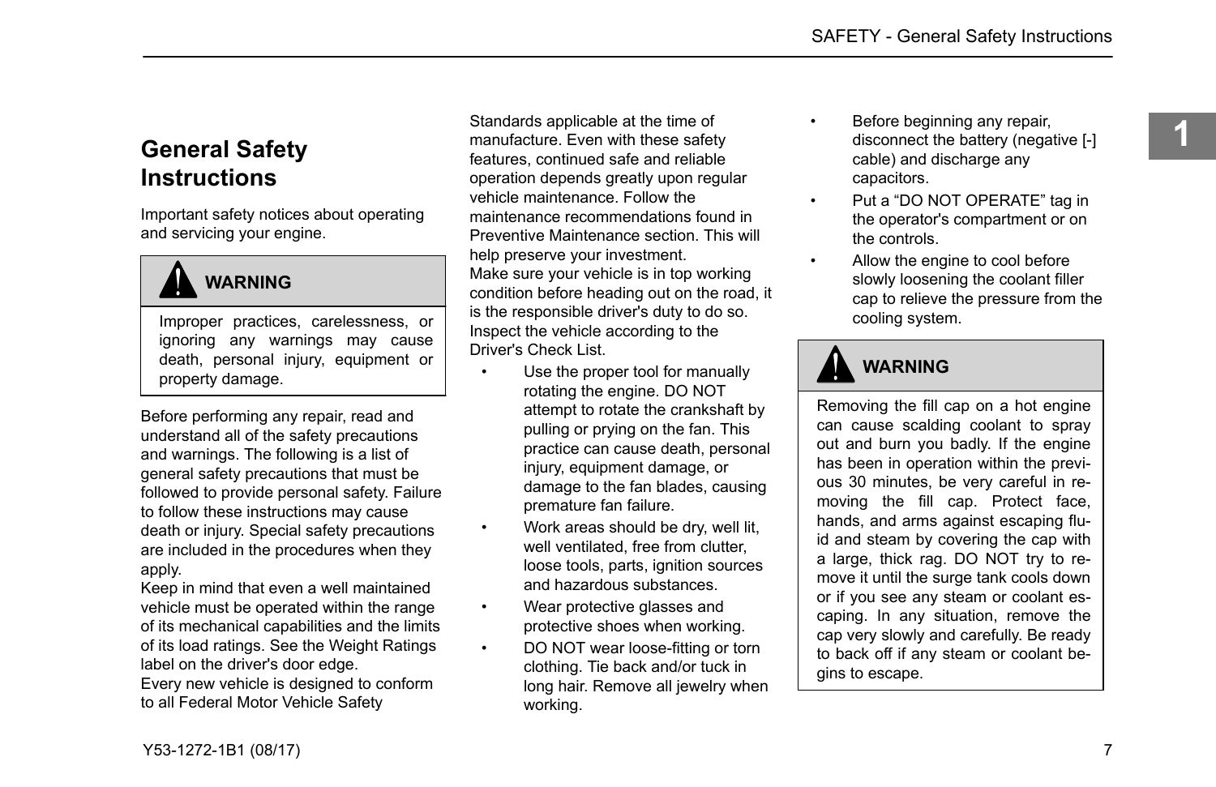## General Safety Instructions

Important safety notices about operating and servicing your engine.

> **WARNING**
>
> Improper practices, carelessness, or ignoring any warnings may cause death, personal injury, equipment or property damage.

Before performing any repair, read and understand all of the safety precautions and warnings. The following is a list of general safety precautions that must be followed to provide personal safety. Failure to follow these instructions may cause death or injury. Special safety precautions are included in the procedures when they apply.

Keep in mind that even a well maintained vehicle must be operated within the range of its mechanical capabilities and the limits of its load ratings. See the Weight Ratings label on the driver's door edge.

Every new vehicle is designed to conform to all Federal Motor Vehicle Safety Standards applicable at the time of manufacture. Even with these safety features, continued safe and reliable operation depends greatly upon regular vehicle maintenance. Follow the maintenance recommendations found in Preventive Maintenance section. This will help preserve your investment.

Make sure your vehicle is in top working condition before heading out on the road, it is the responsible driver's duty to do so. Inspect the vehicle according to the Driver's Check List.

- Use the proper tool for manually rotating the engine. DO NOT attempt to rotate the crankshaft by pulling or prying on the fan. This practice can cause death, personal injury, equipment damage, or damage to the fan blades, causing premature fan failure.
- Work areas should be dry, well lit, well ventilated, free from clutter, loose tools, parts, ignition sources and hazardous substances.
- Wear protective glasses and protective shoes when working.
- DO NOT wear loose-fitting or torn clothing. Tie back and/or tuck in long hair. Remove all jewelry when working.
- Before beginning any repair, disconnect the battery (negative [-] cable) and discharge any capacitors.
- Put a “DO NOT OPERATE” tag in the operator's compartment or on the controls.
- Allow the engine to cool before slowly loosening the coolant filler cap to relieve the pressure from the cooling system.

> **WARNING**
>
> Removing the fill cap on a hot engine can cause scalding coolant to spray out and burn you badly. If the engine has been in operation within the previous 30 minutes, be very careful in removing the fill cap. Protect face, hands, and arms against escaping fluid and steam by covering the cap with a large, thick rag. DO NOT try to remove it until the surge tank cools down or if you see any steam or coolant escaping. In any situation, remove the cap very slowly and carefully. Be ready to back off if any steam or coolant begins to escape.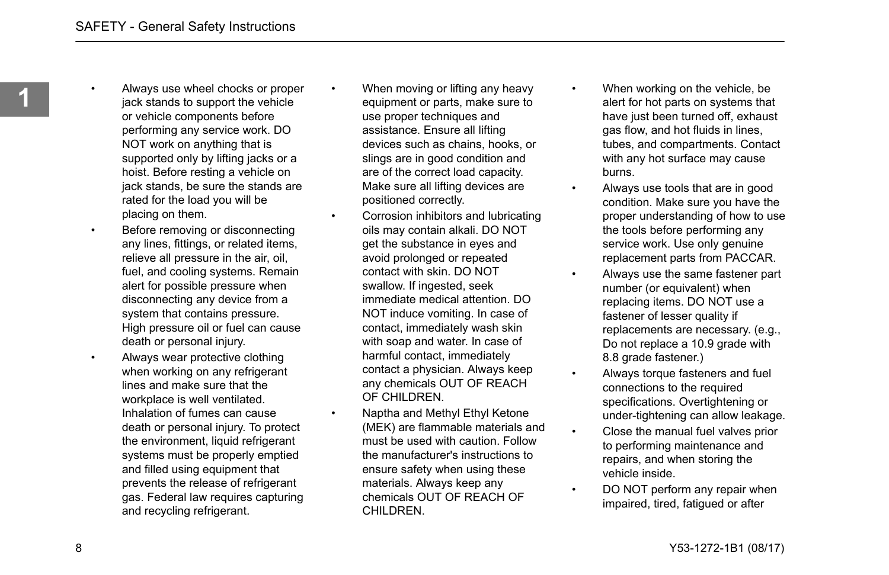- Always use wheel chocks or proper jack stands to support the vehicle or vehicle components before performing any service work. DO NOT work on anything that is supported only by lifting jacks or a hoist. Before resting a vehicle on jack stands, be sure the stands are rated for the load you will be placing on them.
- Before removing or disconnecting any lines, fittings, or related items, relieve all pressure in the air, oil, fuel, and cooling systems. Remain alert for possible pressure when disconnecting any device from a system that contains pressure. High pressure oil or fuel can cause death or personal injury.
- Always wear protective clothing when working on any refrigerant lines and make sure that the workplace is well ventilated. Inhalation of fumes can cause death or personal injury. To protect the environment, liquid refrigerant systems must be properly emptied and filled using equipment that prevents the release of refrigerant gas. Federal law requires capturing and recycling refrigerant.
- When moving or lifting any heavy equipment or parts, make sure to use proper techniques and assistance. Ensure all lifting devices such as chains, hooks, or slings are in good condition and are of the correct load capacity. Make sure all lifting devices are positioned correctly.
- Corrosion inhibitors and lubricating oils may contain alkali. DO NOT get the substance in eyes and avoid prolonged or repeated contact with skin. DO NOT swallow. If ingested, seek immediate medical attention. DO NOT induce vomiting. In case of contact, immediately wash skin with soap and water. In case of harmful contact, immediately contact a physician. Always keep any chemicals OUT OF REACH OF CHILDREN.
- Naptha and Methyl Ethyl Ketone (MEK) are flammable materials and must be used with caution. Follow the manufacturer's instructions to ensure safety when using these materials. Always keep any chemicals OUT OF REACH OF CHILDREN.
- When working on the vehicle, be alert for hot parts on systems that have just been turned off, exhaust gas flow, and hot fluids in lines, tubes, and compartments. Contact with any hot surface may cause burns.
- Always use tools that are in good condition. Make sure you have the proper understanding of how to use the tools before performing any service work. Use only genuine replacement parts from PACCAR.
- Always use the same fastener part number (or equivalent) when replacing items. DO NOT use a fastener of lesser quality if replacements are necessary. (e.g., Do not replace a 10.9 grade with 8.8 grade fastener.)
- Always torque fasteners and fuel connections to the required specifications. Overtightening or under-tightening can allow leakage.
- Close the manual fuel valves prior to performing maintenance and repairs, and when storing the vehicle inside.
- DO NOT perform any repair when impaired, tired, fatigued or after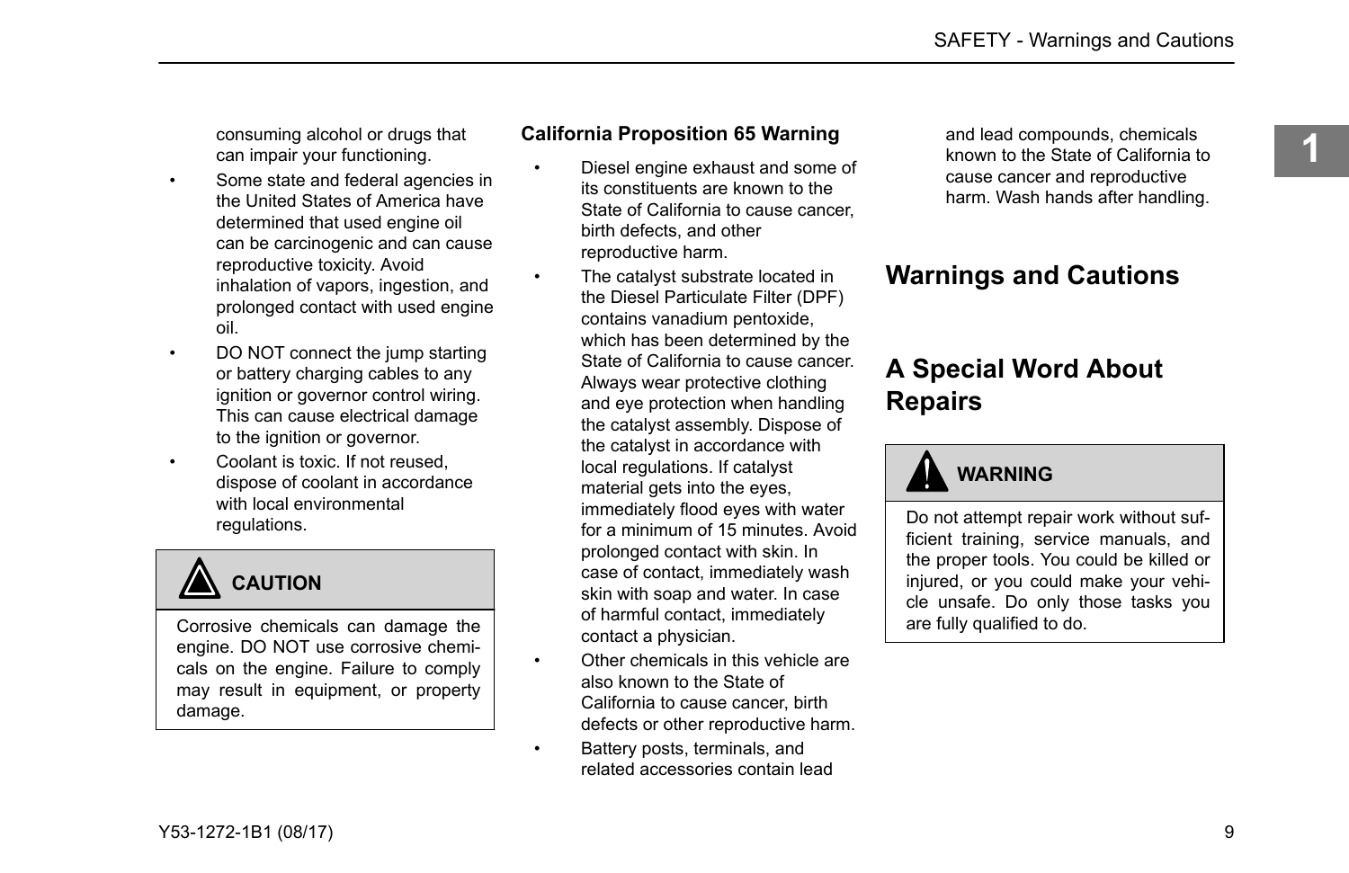consuming alcohol or drugs that can impair your functioning.

- Some state and federal agencies in the United States of America have determined that used engine oil can be carcinogenic and can cause reproductive toxicity. Avoid inhalation of vapors, ingestion, and prolonged contact with used engine oil.
- DO NOT connect the jump starting or battery charging cables to any ignition or governor control wiring. This can cause electrical damage to the ignition or governor.
- Coolant is toxic. If not reused, dispose of coolant in accordance with local environmental regulations.

> **CAUTION**
>
> Corrosive chemicals can damage the engine. DO NOT use corrosive chemicals on the engine. Failure to comply may result in equipment, or property damage.

**California Proposition 65 Warning**

- Diesel engine exhaust and some of its constituents are known to the State of California to cause cancer, birth defects, and other reproductive harm.
- The catalyst substrate located in the Diesel Particulate Filter (DPF) contains vanadium pentoxide, which has been determined by the State of California to cause cancer. Always wear protective clothing and eye protection when handling the catalyst assembly. Dispose of the catalyst in accordance with local regulations. If catalyst material gets into the eyes, immediately flood eyes with water for a minimum of 15 minutes. Avoid prolonged contact with skin. In case of contact, immediately wash skin with soap and water. In case of harmful contact, immediately contact a physician.
- Other chemicals in this vehicle are also known to the State of California to cause cancer, birth defects or other reproductive harm.
- Battery posts, terminals, and related accessories contain lead and lead compounds, chemicals known to the State of California to cause cancer and reproductive harm. Wash hands after handling.

## Warnings and Cautions

## A Special Word About Repairs

> **WARNING**
>
> Do not attempt repair work without sufficient training, service manuals, and the proper tools. You could be killed or injured, or you could make your vehicle unsafe. Do only those tasks you are fully qualified to do.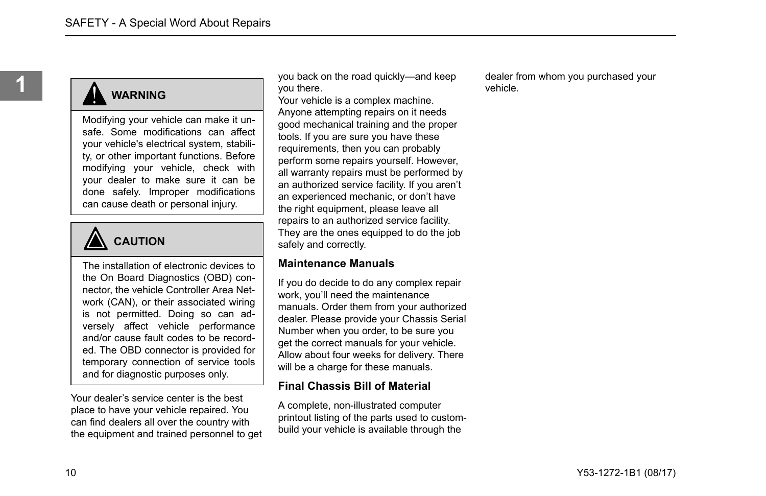> **WARNING**
>
> Modifying your vehicle can make it unsafe. Some modifications can affect your vehicle's electrical system, stability, or other important functions. Before modifying your vehicle, check with your dealer to make sure it can be done safely. Improper modifications can cause death or personal injury.

> **CAUTION**
>
> The installation of electronic devices to the On Board Diagnostics (OBD) connector, the vehicle Controller Area Network (CAN), or their associated wiring is not permitted. Doing so can adversely affect vehicle performance and/or cause fault codes to be recorded. The OBD connector is provided for temporary connection of service tools and for diagnostic purposes only.

Your dealer’s service center is the best place to have your vehicle repaired. You can find dealers all over the country with the equipment and trained personnel to get you back on the road quickly—and keep you there.

Your vehicle is a complex machine. Anyone attempting repairs on it needs good mechanical training and the proper tools. If you are sure you have these requirements, then you can probably perform some repairs yourself. However, all warranty repairs must be performed by an authorized service facility. If you aren’t an experienced mechanic, or don’t have the right equipment, please leave all repairs to an authorized service facility. They are the ones equipped to do the job safely and correctly.

### Maintenance Manuals

If you do decide to do any complex repair work, you’ll need the maintenance manuals. Order them from your authorized dealer. Please provide your Chassis Serial Number when you order, to be sure you get the correct manuals for your vehicle. Allow about four weeks for delivery. There will be a charge for these manuals.

### Final Chassis Bill of Material

A complete, non-illustrated computer printout listing of the parts used to custom-build your vehicle is available through the dealer from whom you purchased your vehicle.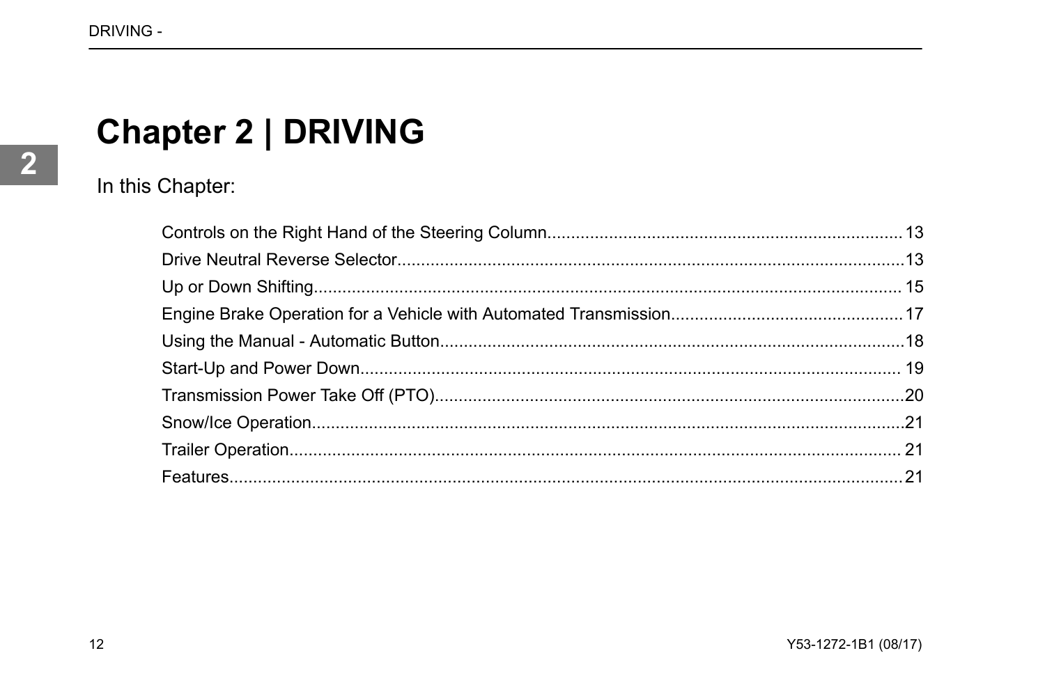# Chapter 2 | DRIVING

In this Chapter:

- Controls on the Right Hand of the Steering Column.......... 13
- Drive Neutral Reverse Selector.......... 13
- Up or Down Shifting.......... 15
- Engine Brake Operation for a Vehicle with Automated Transmission.......... 17
- Using the Manual - Automatic Button.......... 18
- Start-Up and Power Down.......... 19
- Transmission Power Take Off (PTO).......... 20
- Snow/Ice Operation.......... 21
- Trailer Operation.......... 21
- Features.......... 21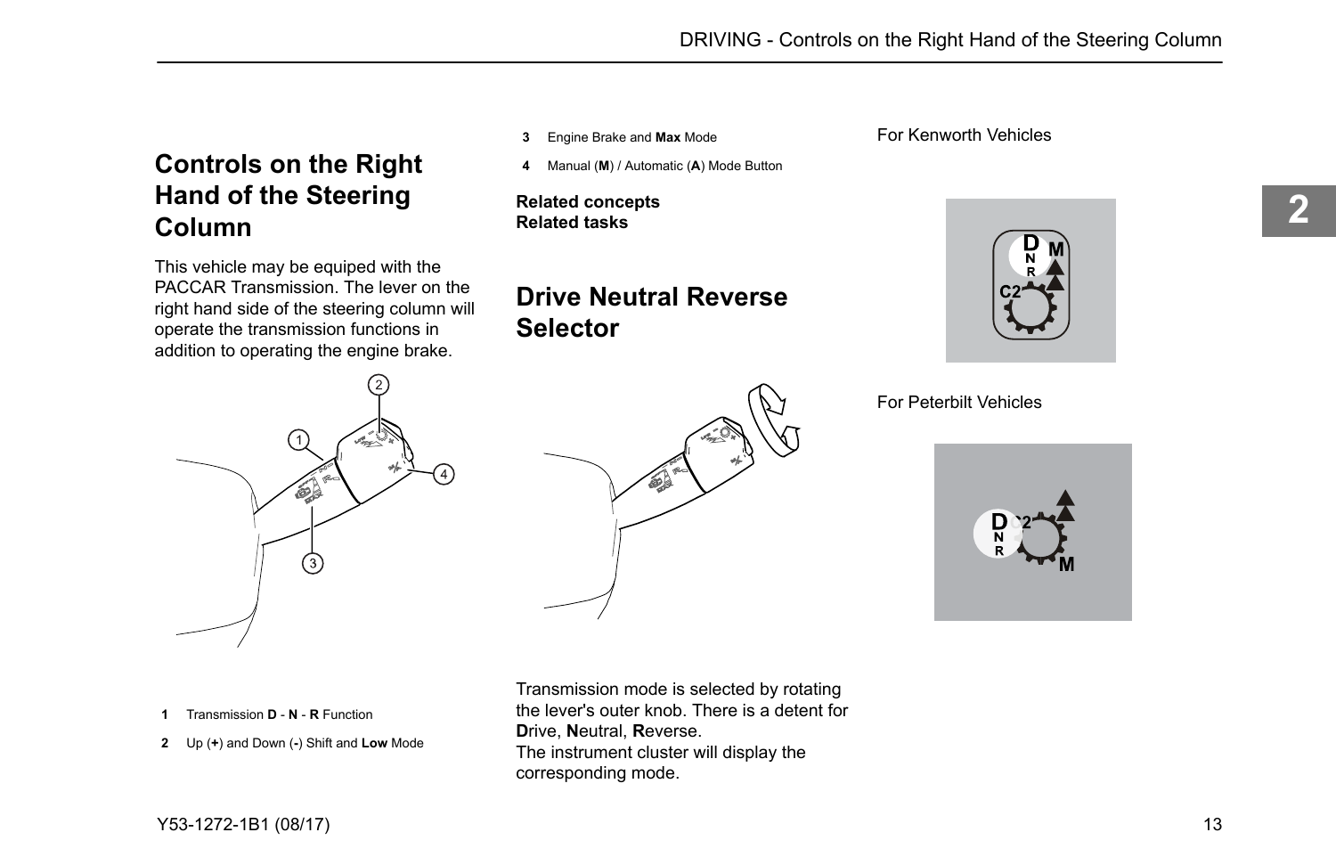## Controls on the Right Hand of the Steering Column

This vehicle may be equiped with the PACCAR Transmission. The lever on the right hand side of the steering column will operate the transmission functions in addition to operating the engine brake.

1 Transmission **D** - **N** - **R** Function
2 Up (**+**) and Down (**-**) Shift and **Low** Mode
3 Engine Brake and **Max** Mode
4 Manual (**M**) / Automatic (**A**) Mode Button

**Related concepts**
**Related tasks**

## Drive Neutral Reverse Selector

Transmission mode is selected by rotating the lever's outer knob. There is a detent for **D**rive, **N**eutral, **R**everse.
The instrument cluster will display the corresponding mode.

For Kenworth Vehicles

For Peterbilt Vehicles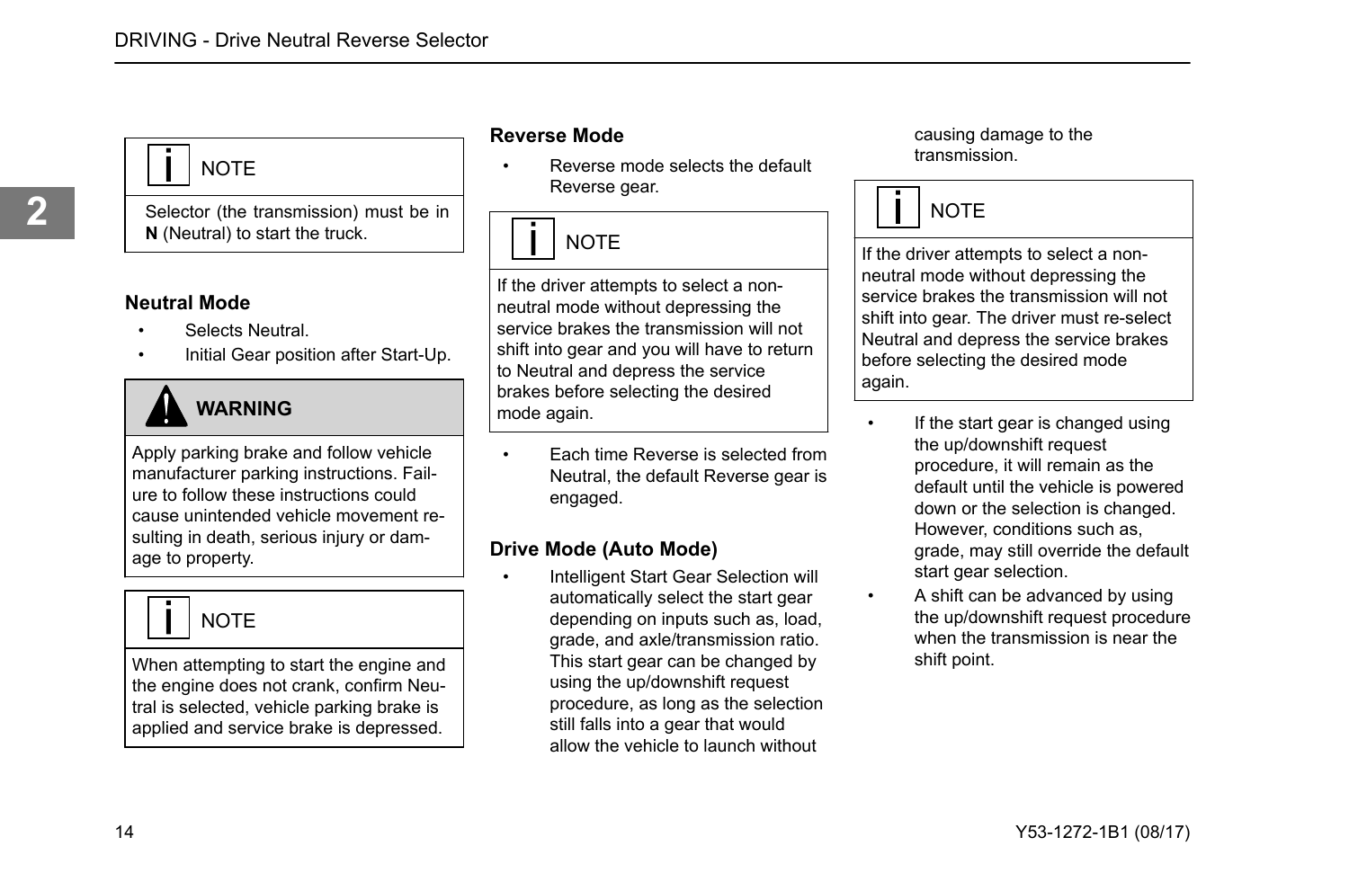> **NOTE**
>
> Selector (the transmission) must be in **N** (Neutral) to start the truck.

### Neutral Mode

- Selects Neutral.
- Initial Gear position after Start-Up.

> **WARNING**
>
> Apply parking brake and follow vehicle manufacturer parking instructions. Failure to follow these instructions could cause unintended vehicle movement resulting in death, serious injury or damage to property.

> **NOTE**
>
> When attempting to start the engine and the engine does not crank, confirm Neutral is selected, vehicle parking brake is applied and service brake is depressed.

### Reverse Mode

- Reverse mode selects the default Reverse gear.

> **NOTE**
>
> If the driver attempts to select a non-neutral mode without depressing the service brakes the transmission will not shift into gear and you will have to return to Neutral and depress the service brakes before selecting the desired mode again.

- Each time Reverse is selected from Neutral, the default Reverse gear is engaged.

### Drive Mode (Auto Mode)

- Intelligent Start Gear Selection will automatically select the start gear depending on inputs such as, load, grade, and axle/transmission ratio. This start gear can be changed by using the up/downshift request procedure, as long as the selection still falls into a gear that would allow the vehicle to launch without causing damage to the transmission.

> **NOTE**
>
> If the driver attempts to select a non-neutral mode without depressing the service brakes the transmission will not shift into gear. The driver must re-select Neutral and depress the service brakes before selecting the desired mode again.

- If the start gear is changed using the up/downshift request procedure, it will remain as the default until the vehicle is powered down or the selection is changed. However, conditions such as, grade, may still override the default start gear selection.
- A shift can be advanced by using the up/downshift request procedure when the transmission is near the shift point.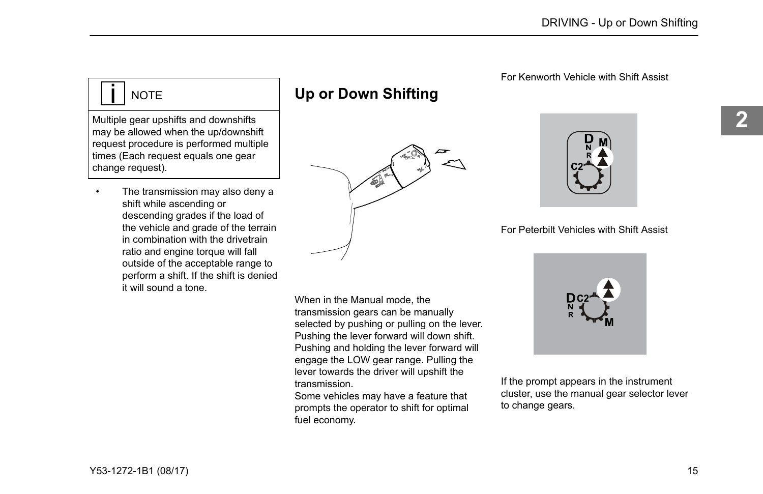> **NOTE**
>
> Multiple gear upshifts and downshifts may be allowed when the up/downshift request procedure is performed multiple times (Each request equals one gear change request).

- The transmission may also deny a shift while ascending or descending grades if the load of the vehicle and grade of the terrain in combination with the drivetrain ratio and engine torque will fall outside of the acceptable range to perform a shift. If the shift is denied it will sound a tone.

## Up or Down Shifting

When in the Manual mode, the transmission gears can be manually selected by pushing or pulling on the lever. Pushing the lever forward will down shift. Pushing and holding the lever forward will engage the LOW gear range. Pulling the lever towards the driver will upshift the transmission.

Some vehicles may have a feature that prompts the operator to shift for optimal fuel economy.

For Kenworth Vehicle with Shift Assist

For Peterbilt Vehicles with Shift Assist

If the prompt appears in the instrument cluster, use the manual gear selector lever to change gears.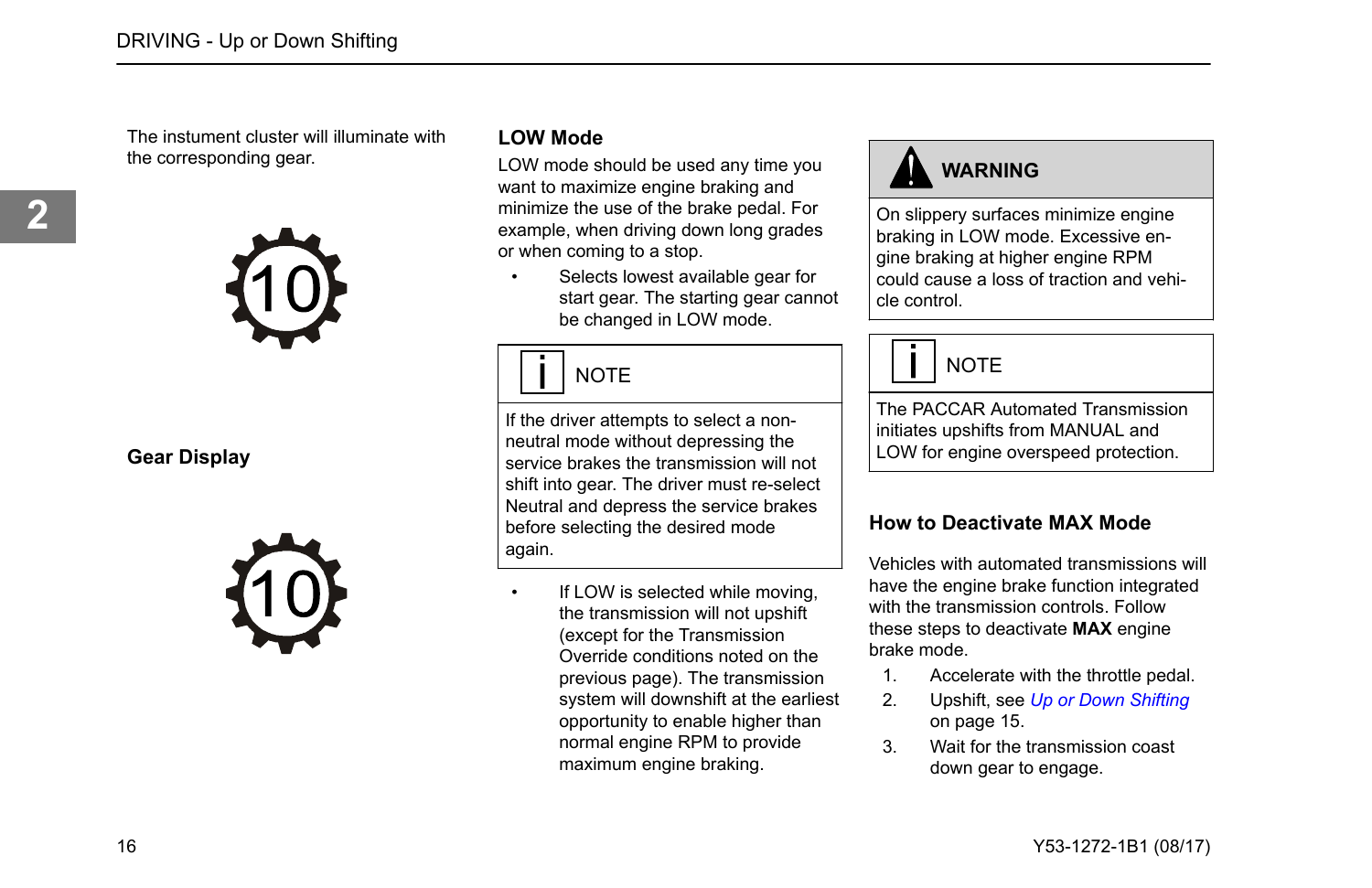The instument cluster will illuminate with the corresponding gear.

10

## Gear Display

10

## LOW Mode

LOW mode should be used any time you want to maximize engine braking and minimize the use of the brake pedal. For example, when driving down long grades or when coming to a stop.

- Selects lowest available gear for start gear. The starting gear cannot be changed in LOW mode.

> **NOTE**
>
> If the driver attempts to select a non-neutral mode without depressing the service brakes the transmission will not shift into gear. The driver must re-select Neutral and depress the service brakes before selecting the desired mode again.

- If LOW is selected while moving, the transmission will not upshift (except for the Transmission Override conditions noted on the previous page). The transmission system will downshift at the earliest opportunity to enable higher than normal engine RPM to provide maximum engine braking.

> **WARNING**
>
> On slippery surfaces minimize engine braking in LOW mode. Excessive engine braking at higher engine RPM could cause a loss of traction and vehicle control.

> **NOTE**
>
> The PACCAR Automated Transmission initiates upshifts from MANUAL and LOW for engine overspeed protection.

## How to Deactivate MAX Mode

Vehicles with automated transmissions will have the engine brake function integrated with the transmission controls. Follow these steps to deactivate **MAX** engine brake mode.

1. Accelerate with the throttle pedal.
2. Upshift, see *Up or Down Shifting* on page 15.
3. Wait for the transmission coast down gear to engage.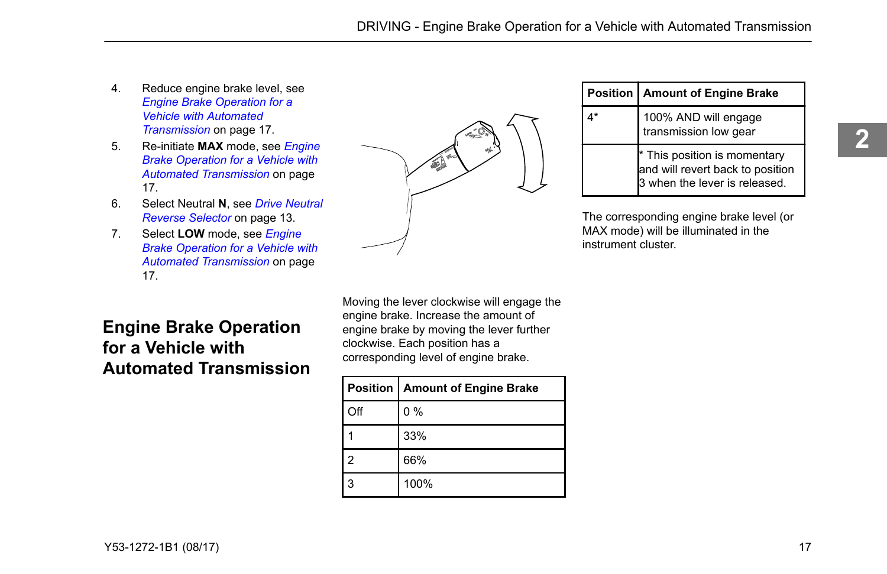4. Reduce engine brake level, see *Engine Brake Operation for a Vehicle with Automated Transmission* on page 17.
5. Re-initiate **MAX** mode, see *Engine Brake Operation for a Vehicle with Automated Transmission* on page 17.
6. Select Neutral **N**, see *Drive Neutral Reverse Selector* on page 13.
7. Select **LOW** mode, see *Engine Brake Operation for a Vehicle with Automated Transmission* on page 17.

## Engine Brake Operation for a Vehicle with Automated Transmission

Moving the lever clockwise will engage the engine brake. Increase the amount of engine brake by moving the lever further clockwise. Each position has a corresponding level of engine brake.

| Position | Amount of Engine Brake |
|---|---|
| Off | 0 % |
| 1 | 33% |
| 2 | 66% |
| 3 | 100% |
| 4* | 100% AND will engage transmission low gear |
| | * This position is momentary and will revert back to position 3 when the lever is released. |

The corresponding engine brake level (or MAX mode) will be illuminated in the instrument cluster.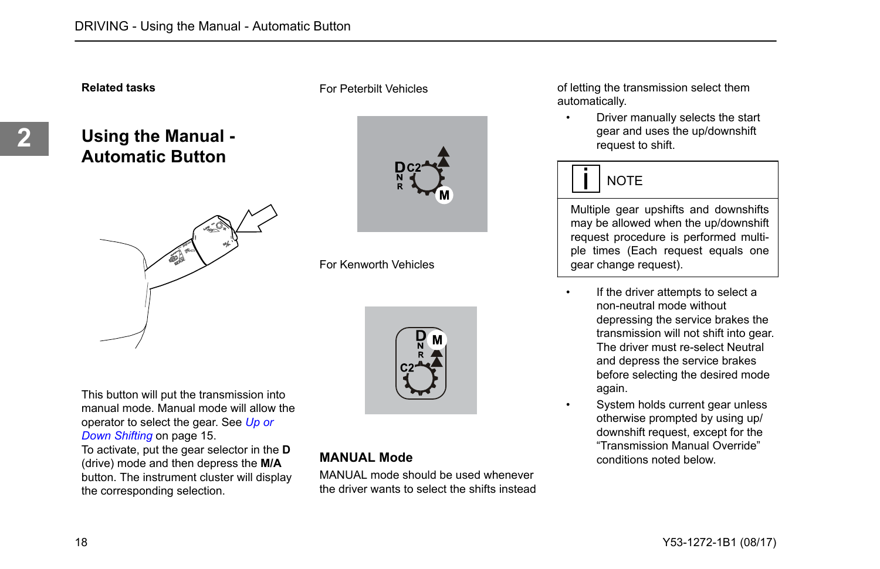**Related tasks**

## Using the Manual - Automatic Button

This button will put the transmission into manual mode. Manual mode will allow the operator to select the gear. See *Up or Down Shifting* on page 15.

To activate, put the gear selector in the **D** (drive) mode and then depress the **M/A** button. The instrument cluster will display the corresponding selection.

For Peterbilt Vehicles

For Kenworth Vehicles

### MANUAL Mode

MANUAL mode should be used whenever the driver wants to select the shifts instead of letting the transmission select them automatically.

- Driver manually selects the start gear and uses the up/downshift request to shift.

> **NOTE**
>
> Multiple gear upshifts and downshifts may be allowed when the up/downshift request procedure is performed multiple times (Each request equals one gear change request).

- If the driver attempts to select a non-neutral mode without depressing the service brakes the transmission will not shift into gear. The driver must re-select Neutral and depress the service brakes before selecting the desired mode again.
- System holds current gear unless otherwise prompted by using up/downshift request, except for the "Transmission Manual Override" conditions noted below.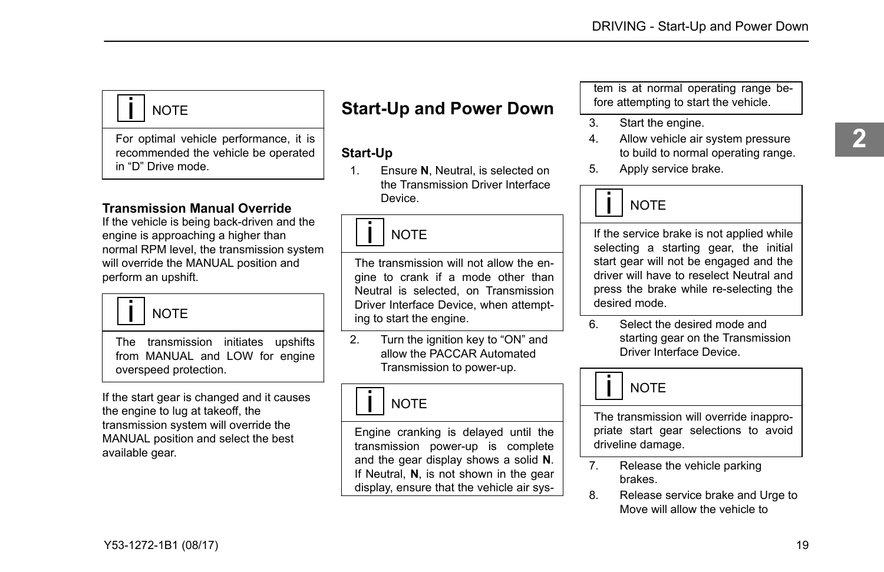> **NOTE**
>
> For optimal vehicle performance, it is recommended the vehicle be operated in "D" Drive mode.

### Transmission Manual Override

If the vehicle is being back-driven and the engine is approaching a higher than normal RPM level, the transmission system will override the MANUAL position and perform an upshift.

> **NOTE**
>
> The transmission initiates upshifts from MANUAL and LOW for engine overspeed protection.

If the start gear is changed and it causes the engine to lug at takeoff, the transmission system will override the MANUAL position and select the best available gear.

## Start-Up and Power Down

### Start-Up

1. Ensure **N**, Neutral, is selected on the Transmission Driver Interface Device.

> **NOTE**
>
> The transmission will not allow the engine to crank if a mode other than Neutral is selected, on Transmission Driver Interface Device, when attempting to start the engine.

2. Turn the ignition key to "ON" and allow the PACCAR Automated Transmission to power-up.

> **NOTE**
>
> Engine cranking is delayed until the transmission power-up is complete and the gear display shows a solid **N**. If Neutral, **N**, is not shown in the gear display, ensure that the vehicle air system is at normal operating range before attempting to start the vehicle.

3. Start the engine.
4. Allow vehicle air system pressure to build to normal operating range.
5. Apply service brake.

> **NOTE**
>
> If the service brake is not applied while selecting a starting gear, the initial start gear will not be engaged and the driver will have to reselect Neutral and press the brake while re-selecting the desired mode.

6. Select the desired mode and starting gear on the Transmission Driver Interface Device.

> **NOTE**
>
> The transmission will override inappropriate start gear selections to avoid driveline damage.

7. Release the vehicle parking brakes.
8. Release service brake and Urge to Move will allow the vehicle to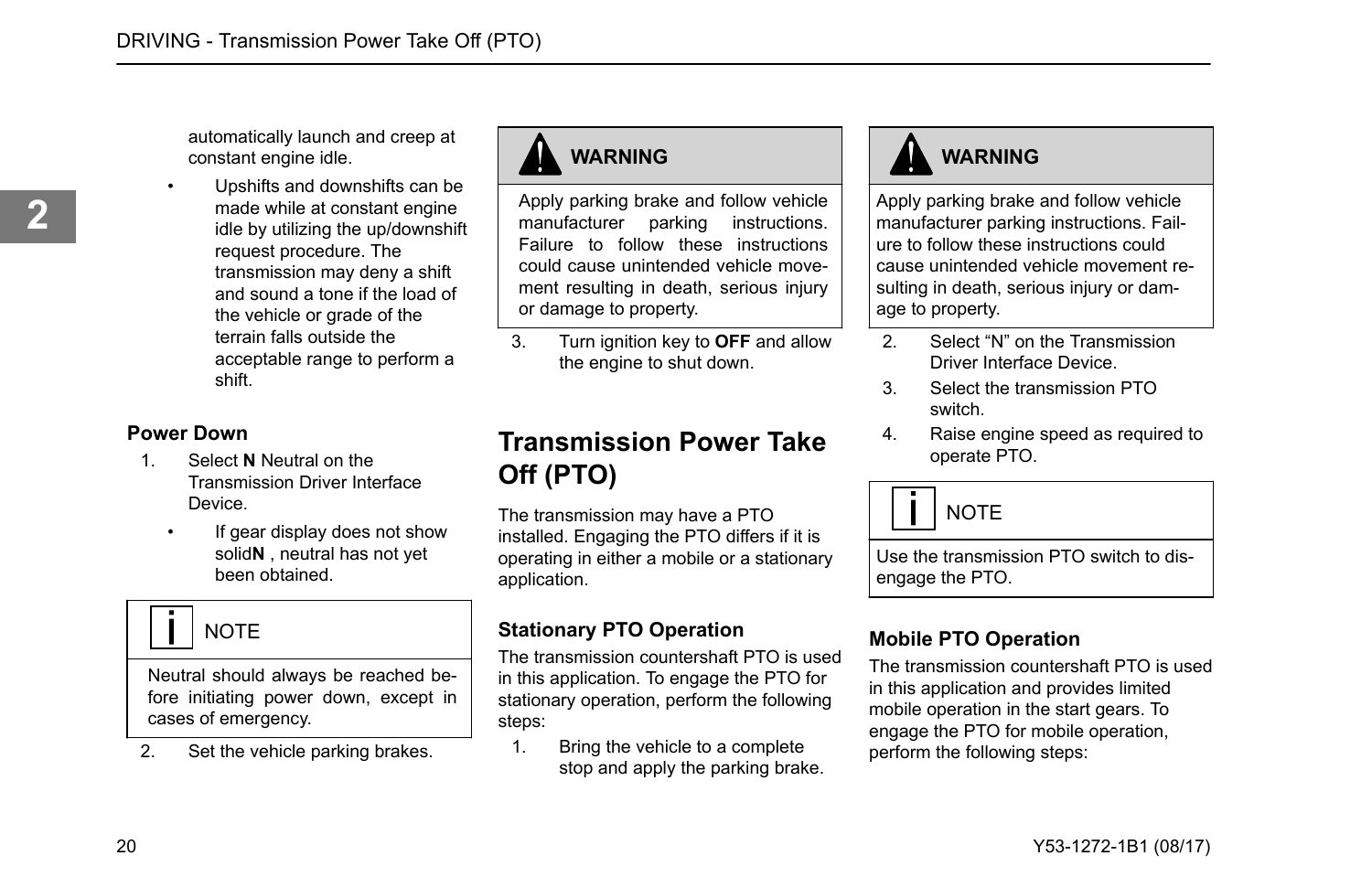automatically launch and creep at constant engine idle.

- Upshifts and downshifts can be made while at constant engine idle by utilizing the up/downshift request procedure. The transmission may deny a shift and sound a tone if the load of the vehicle or grade of the terrain falls outside the acceptable range to perform a shift.

### Power Down

1. Select **N** Neutral on the Transmission Driver Interface Device.
   - If gear display does not show solid**N** , neutral has not yet been obtained.

> **NOTE**
>
> Neutral should always be reached before initiating power down, except in cases of emergency.

2. Set the vehicle parking brakes.

> **WARNING**
>
> Apply parking brake and follow vehicle manufacturer parking instructions. Failure to follow these instructions could cause unintended vehicle movement resulting in death, serious injury or damage to property.

3. Turn ignition key to **OFF** and allow the engine to shut down.

## Transmission Power Take Off (PTO)

The transmission may have a PTO installed. Engaging the PTO differs if it is operating in either a mobile or a stationary application.

### Stationary PTO Operation

The transmission countershaft PTO is used in this application. To engage the PTO for stationary operation, perform the following steps:

1. Bring the vehicle to a complete stop and apply the parking brake.

> **WARNING**
>
> Apply parking brake and follow vehicle manufacturer parking instructions. Failure to follow these instructions could cause unintended vehicle movement resulting in death, serious injury or damage to property.

2. Select “N” on the Transmission Driver Interface Device.
3. Select the transmission PTO switch.
4. Raise engine speed as required to operate PTO.

> **NOTE**
>
> Use the transmission PTO switch to disengage the PTO.

### Mobile PTO Operation

The transmission countershaft PTO is used in this application and provides limited mobile operation in the start gears. To engage the PTO for mobile operation, perform the following steps: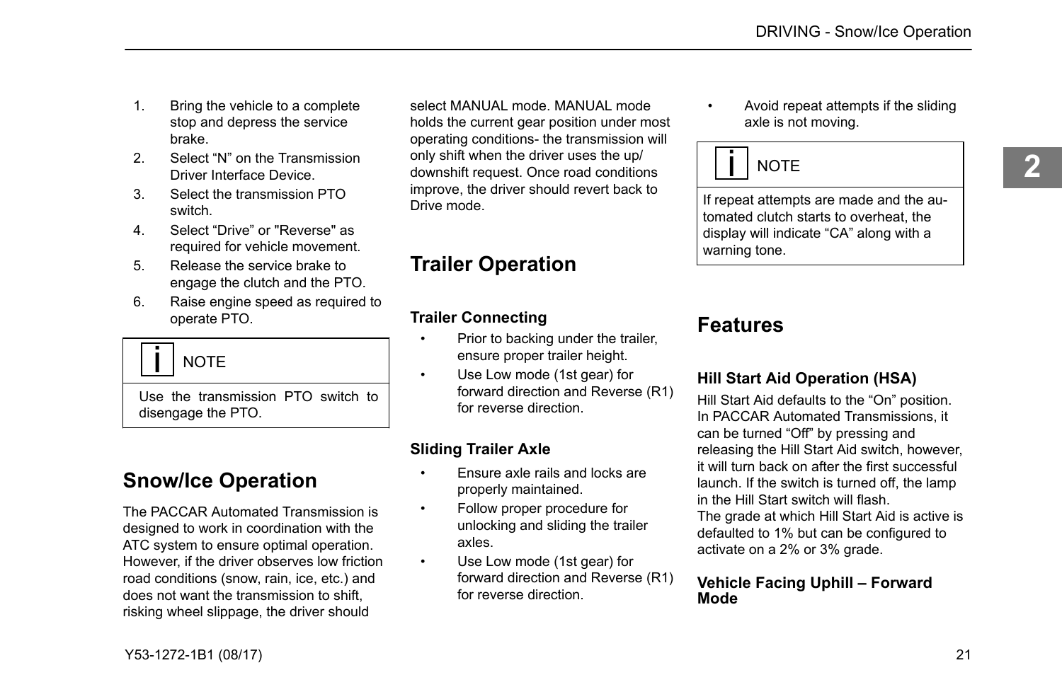1. Bring the vehicle to a complete stop and depress the service brake.
2. Select “N” on the Transmission Driver Interface Device.
3. Select the transmission PTO switch.
4. Select “Drive” or "Reverse" as required for vehicle movement.
5. Release the service brake to engage the clutch and the PTO.
6. Raise engine speed as required to operate PTO.

> **NOTE**
>
> Use the transmission PTO switch to disengage the PTO.

## Snow/Ice Operation

The PACCAR Automated Transmission is designed to work in coordination with the ATC system to ensure optimal operation. However, if the driver observes low friction road conditions (snow, rain, ice, etc.) and does not want the transmission to shift, risking wheel slippage, the driver should select MANUAL mode. MANUAL mode holds the current gear position under most operating conditions- the transmission will only shift when the driver uses the up/downshift request. Once road conditions improve, the driver should revert back to Drive mode.

## Trailer Operation

### Trailer Connecting

- Prior to backing under the trailer, ensure proper trailer height.
- Use Low mode (1st gear) for forward direction and Reverse (R1) for reverse direction.

### Sliding Trailer Axle

- Ensure axle rails and locks are properly maintained.
- Follow proper procedure for unlocking and sliding the trailer axles.
- Use Low mode (1st gear) for forward direction and Reverse (R1) for reverse direction.
- Avoid repeat attempts if the sliding axle is not moving.

> **NOTE**
>
> If repeat attempts are made and the automated clutch starts to overheat, the display will indicate “CA” along with a warning tone.

## Features

### Hill Start Aid Operation (HSA)

Hill Start Aid defaults to the “On” position. In PACCAR Automated Transmissions, it can be turned “Off” by pressing and releasing the Hill Start Aid switch, however, it will turn back on after the first successful launch. If the switch is turned off, the lamp in the Hill Start switch will flash.
The grade at which Hill Start Aid is active is defaulted to 1% but can be configured to activate on a 2% or 3% grade.

### Vehicle Facing Uphill – Forward Mode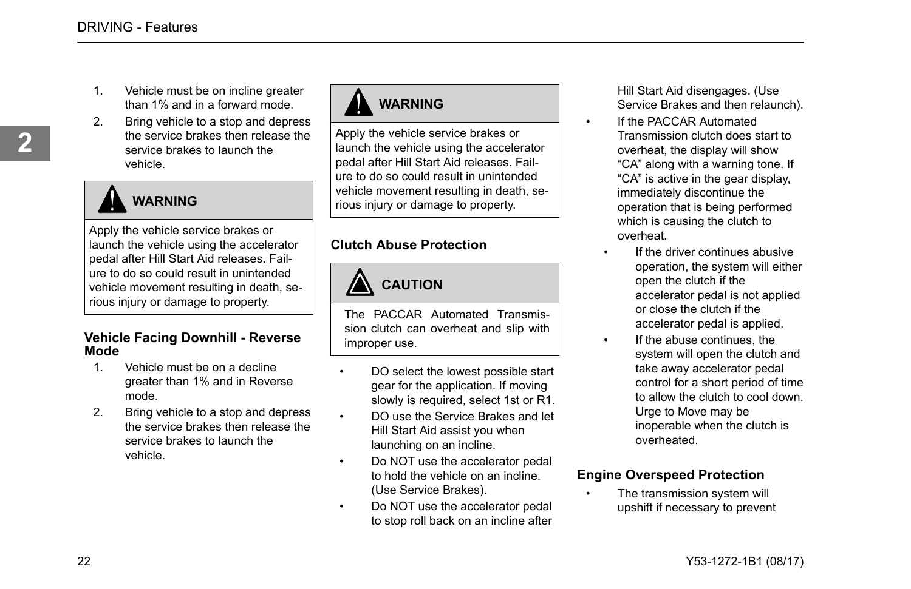1. Vehicle must be on incline greater than 1% and in a forward mode.
2. Bring vehicle to a stop and depress the service brakes then release the service brakes to launch the vehicle.

> **WARNING**
>
> Apply the vehicle service brakes or launch the vehicle using the accelerator pedal after Hill Start Aid releases. Failure to do so could result in unintended vehicle movement resulting in death, serious injury or damage to property.

### Vehicle Facing Downhill - Reverse Mode

1. Vehicle must be on a decline greater than 1% and in Reverse mode.
2. Bring vehicle to a stop and depress the service brakes then release the service brakes to launch the vehicle.

> **WARNING**
>
> Apply the vehicle service brakes or launch the vehicle using the accelerator pedal after Hill Start Aid releases. Failure to do so could result in unintended vehicle movement resulting in death, serious injury or damage to property.

### Clutch Abuse Protection

> **CAUTION**
>
> The PACCAR Automated Transmission clutch can overheat and slip with improper use.

- DO select the lowest possible start gear for the application. If moving slowly is required, select 1st or R1.
- DO use the Service Brakes and let Hill Start Aid assist you when launching on an incline.
- Do NOT use the accelerator pedal to hold the vehicle on an incline. (Use Service Brakes).
- Do NOT use the accelerator pedal to stop roll back on an incline after Hill Start Aid disengages. (Use Service Brakes and then relaunch).
- If the PACCAR Automated Transmission clutch does start to overheat, the display will show “CA” along with a warning tone. If “CA” is active in the gear display, immediately discontinue the operation that is being performed which is causing the clutch to overheat.
  - If the driver continues abusive operation, the system will either open the clutch if the accelerator pedal is not applied or close the clutch if the accelerator pedal is applied.
  - If the abuse continues, the system will open the clutch and take away accelerator pedal control for a short period of time to allow the clutch to cool down. Urge to Move may be inoperable when the clutch is overheated.

### Engine Overspeed Protection

- The transmission system will upshift if necessary to prevent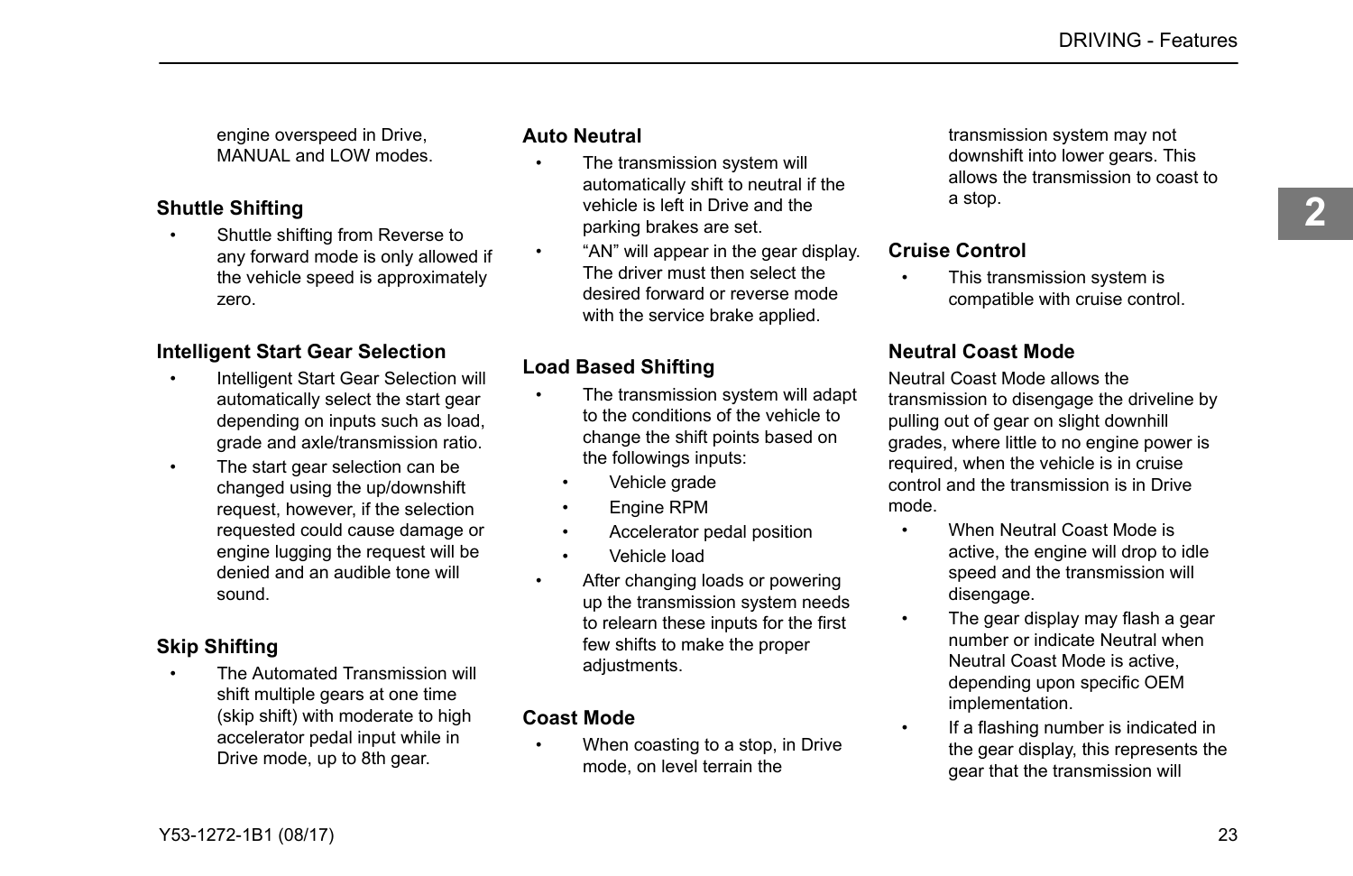engine overspeed in Drive, MANUAL and LOW modes.

### Shuttle Shifting

- Shuttle shifting from Reverse to any forward mode is only allowed if the vehicle speed is approximately zero.

### Intelligent Start Gear Selection

- Intelligent Start Gear Selection will automatically select the start gear depending on inputs such as load, grade and axle/transmission ratio.
- The start gear selection can be changed using the up/downshift request, however, if the selection requested could cause damage or engine lugging the request will be denied and an audible tone will sound.

### Skip Shifting

- The Automated Transmission will shift multiple gears at one time (skip shift) with moderate to high accelerator pedal input while in Drive mode, up to 8th gear.

### Auto Neutral

- The transmission system will automatically shift to neutral if the vehicle is left in Drive and the parking brakes are set.
- "AN" will appear in the gear display. The driver must then select the desired forward or reverse mode with the service brake applied.

### Load Based Shifting

- The transmission system will adapt to the conditions of the vehicle to change the shift points based on the followings inputs:
  - Vehicle grade
  - Engine RPM
  - Accelerator pedal position
  - Vehicle load
- After changing loads or powering up the transmission system needs to relearn these inputs for the first few shifts to make the proper adjustments.

### Coast Mode

- When coasting to a stop, in Drive mode, on level terrain the transmission system may not downshift into lower gears. This allows the transmission to coast to a stop.

### Cruise Control

- This transmission system is compatible with cruise control.

### Neutral Coast Mode

Neutral Coast Mode allows the transmission to disengage the driveline by pulling out of gear on slight downhill grades, where little to no engine power is required, when the vehicle is in cruise control and the transmission is in Drive mode.

- When Neutral Coast Mode is active, the engine will drop to idle speed and the transmission will disengage.
- The gear display may flash a gear number or indicate Neutral when Neutral Coast Mode is active, depending upon specific OEM implementation.
- If a flashing number is indicated in the gear display, this represents the gear that the transmission will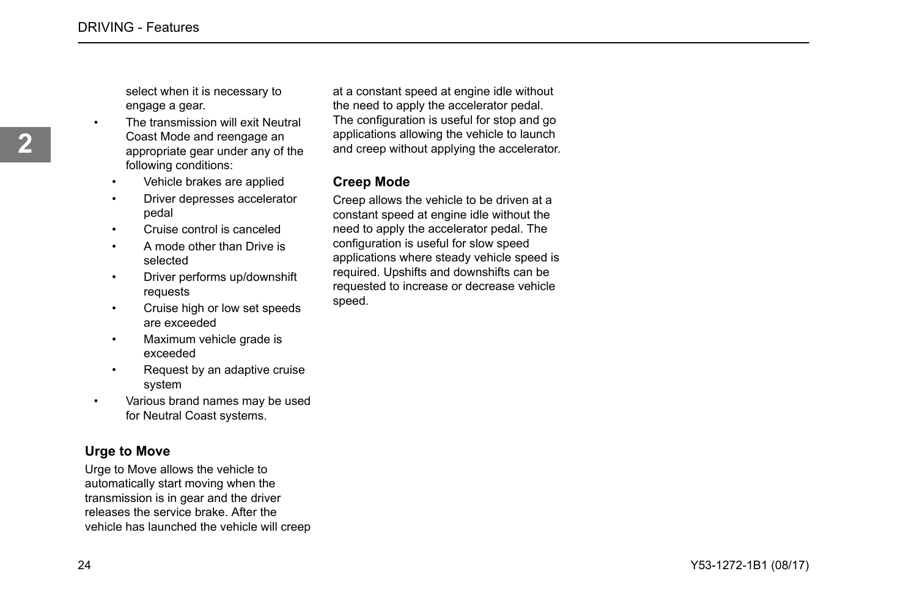select when it is necessary to engage a gear.

- The transmission will exit Neutral Coast Mode and reengage an appropriate gear under any of the following conditions:
  - Vehicle brakes are applied
  - Driver depresses accelerator pedal
  - Cruise control is canceled
  - A mode other than Drive is selected
  - Driver performs up/downshift requests
  - Cruise high or low set speeds are exceeded
  - Maximum vehicle grade is exceeded
  - Request by an adaptive cruise system
- Various brand names may be used for Neutral Coast systems.

### Urge to Move

Urge to Move allows the vehicle to automatically start moving when the transmission is in gear and the driver releases the service brake. After the vehicle has launched the vehicle will creep at a constant speed at engine idle without the need to apply the accelerator pedal. The configuration is useful for stop and go applications allowing the vehicle to launch and creep without applying the accelerator.

### Creep Mode

Creep allows the vehicle to be driven at a constant speed at engine idle without the need to apply the accelerator pedal. The configuration is useful for slow speed applications where steady vehicle speed is required. Upshifts and downshifts can be requested to increase or decrease vehicle speed.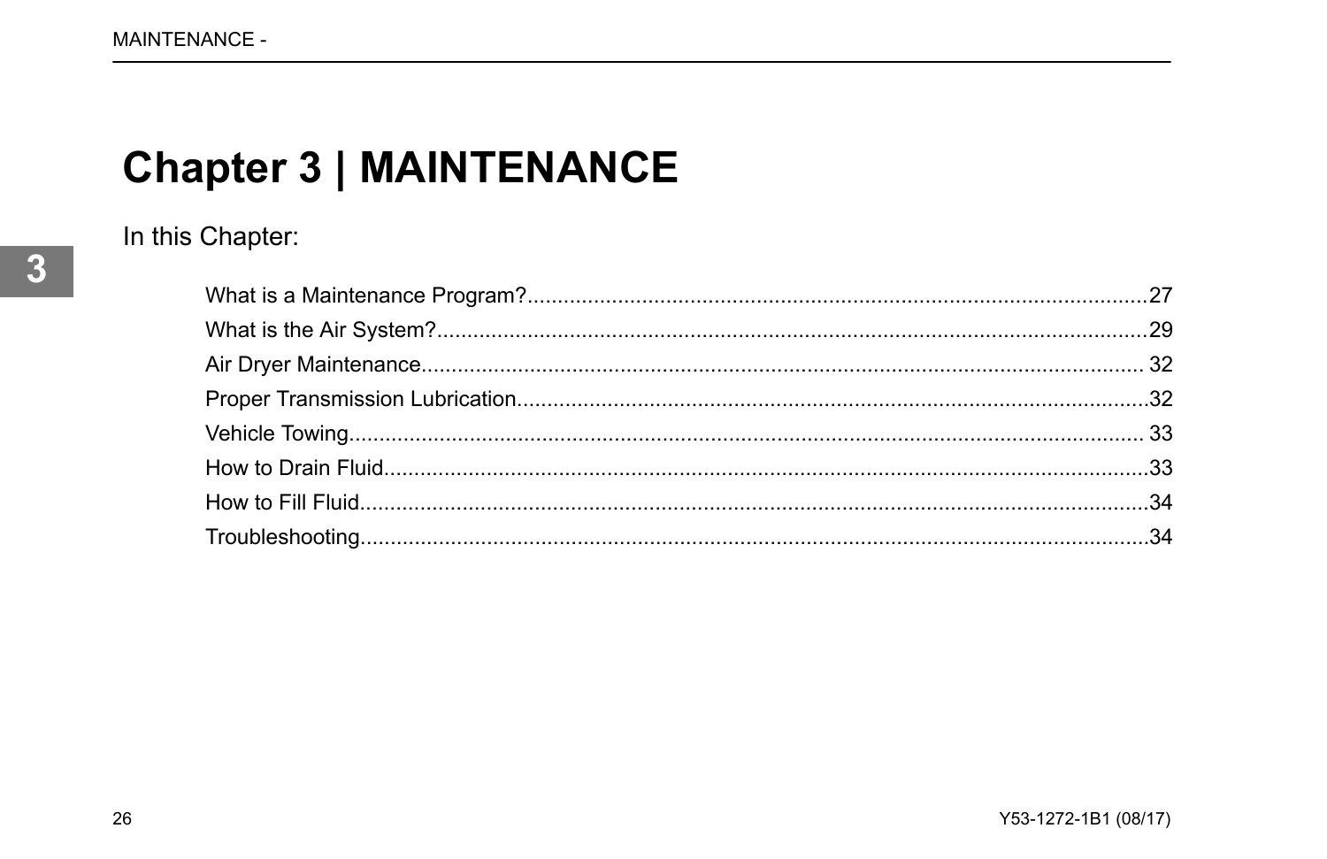# Chapter 3 | MAINTENANCE

In this Chapter:

- What is a Maintenance Program?....................27
- What is the Air System?....................29
- Air Dryer Maintenance.................... 32
- Proper Transmission Lubrication....................32
- Vehicle Towing.................... 33
- How to Drain Fluid....................33
- How to Fill Fluid....................34
- Troubleshooting....................34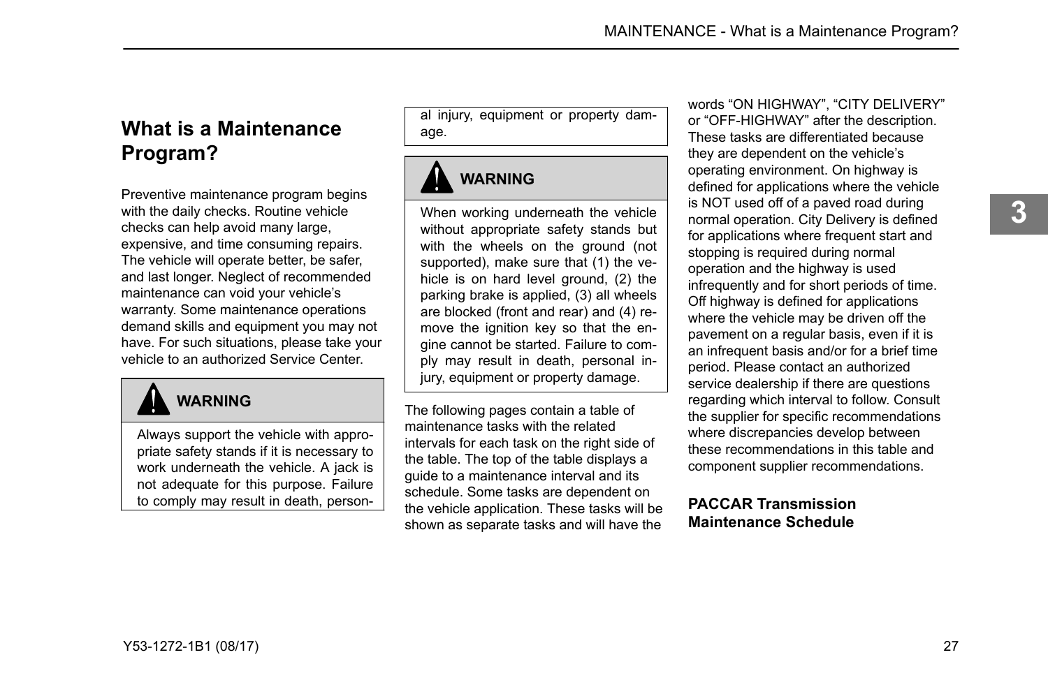## What is a Maintenance Program?

Preventive maintenance program begins with the daily checks. Routine vehicle checks can help avoid many large, expensive, and time consuming repairs. The vehicle will operate better, be safer, and last longer. Neglect of recommended maintenance can void your vehicle's warranty. Some maintenance operations demand skills and equipment you may not have. For such situations, please take your vehicle to an authorized Service Center.

> **WARNING**
>
> Always support the vehicle with appropriate safety stands if it is necessary to work underneath the vehicle. A jack is not adequate for this purpose. Failure to comply may result in death, personal injury, equipment or property damage.

> **WARNING**
>
> When working underneath the vehicle without appropriate safety stands but with the wheels on the ground (not supported), make sure that (1) the vehicle is on hard level ground, (2) the parking brake is applied, (3) all wheels are blocked (front and rear) and (4) remove the ignition key so that the engine cannot be started. Failure to comply may result in death, personal injury, equipment or property damage.

The following pages contain a table of maintenance tasks with the related intervals for each task on the right side of the table. The top of the table displays a guide to a maintenance interval and its schedule. Some tasks are dependent on the vehicle application. These tasks will be shown as separate tasks and will have the words "ON HIGHWAY", "CITY DELIVERY" or "OFF-HIGHWAY" after the description. These tasks are differentiated because they are dependent on the vehicle's operating environment. On highway is defined for applications where the vehicle is NOT used off of a paved road during normal operation. City Delivery is defined for applications where frequent start and stopping is required during normal operation and the highway is used infrequently and for short periods of time. Off highway is defined for applications where the vehicle may be driven off the pavement on a regular basis, even if it is an infrequent basis and/or for a brief time period. Please contact an authorized service dealership if there are questions regarding which interval to follow. Consult the supplier for specific recommendations where discrepancies develop between these recommendations in this table and component supplier recommendations.

### PACCAR Transmission Maintenance Schedule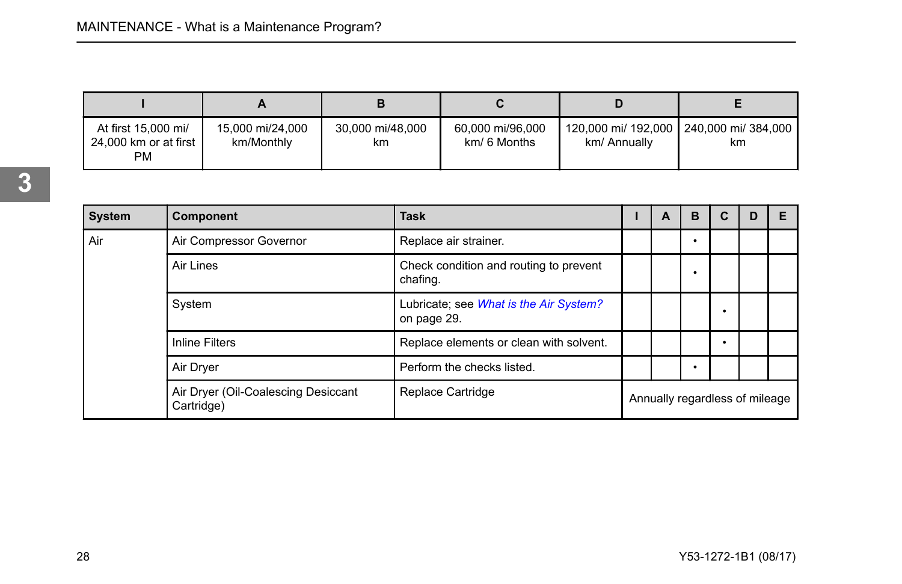| I | A | B | C | D | E |
|---|---|---|---|---|---|
| At first 15,000 mi/ 24,000 km or at first PM | 15,000 mi/24,000 km/Monthly | 30,000 mi/48,000 km | 60,000 mi/96,000 km/ 6 Months | 120,000 mi/ 192,000 km/ Annually | 240,000 mi/ 384,000 km |

| System | Component | Task | I | A | B | C | D | E |
|---|---|---|---|---|---|---|---|---|
| Air | Air Compressor Governor | Replace air strainer. | | | • | | | |
| | Air Lines | Check condition and routing to prevent chafing. | | | • | | | |
| | System | Lubricate; see *What is the Air System?* on page 29. | | | | • | | |
| | Inline Filters | Replace elements or clean with solvent. | | | | • | | |
| | Air Dryer | Perform the checks listed. | | | • | | | |
| | Air Dryer (Oil-Coalescing Desiccant Cartridge) | Replace Cartridge | Annually regardless of mileage | | | | | |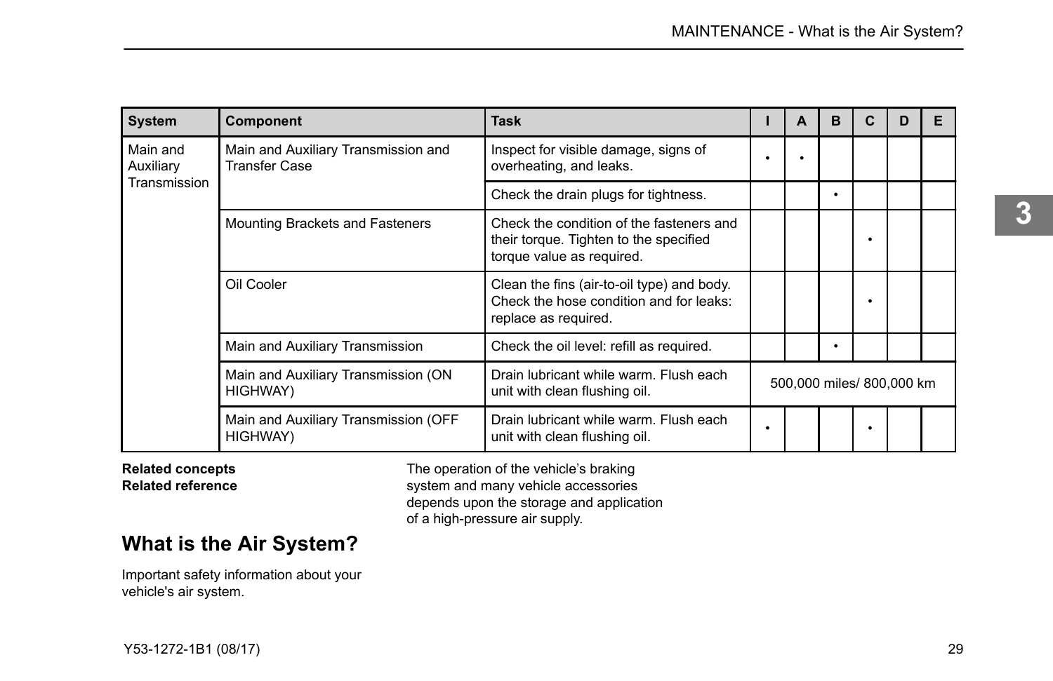| System | Component | Task | I | A | B | C | D | E |
|---|---|---|---|---|---|---|---|---|
| Main and Auxiliary Transmission | Main and Auxiliary Transmission and Transfer Case | Inspect for visible damage, signs of overheating, and leaks. | • | • | | | | |
| | | Check the drain plugs for tightness. | | | • | | | |
| | Mounting Brackets and Fasteners | Check the condition of the fasteners and their torque. Tighten to the specified torque value as required. | | | | • | | |
| | Oil Cooler | Clean the fins (air-to-oil type) and body. Check the hose condition and for leaks: replace as required. | | | | • | | |
| | Main and Auxiliary Transmission | Check the oil level: refill as required. | | | • | | | |
| | Main and Auxiliary Transmission (ON HIGHWAY) | Drain lubricant while warm. Flush each unit with clean flushing oil. | 500,000 miles/ 800,000 km | | | | | |
| | Main and Auxiliary Transmission (OFF HIGHWAY) | Drain lubricant while warm. Flush each unit with clean flushing oil. | • | | | • | | |

**Related concepts**
**Related reference**

## What is the Air System?

Important safety information about your vehicle's air system.

The operation of the vehicle's braking system and many vehicle accessories depends upon the storage and application of a high-pressure air supply.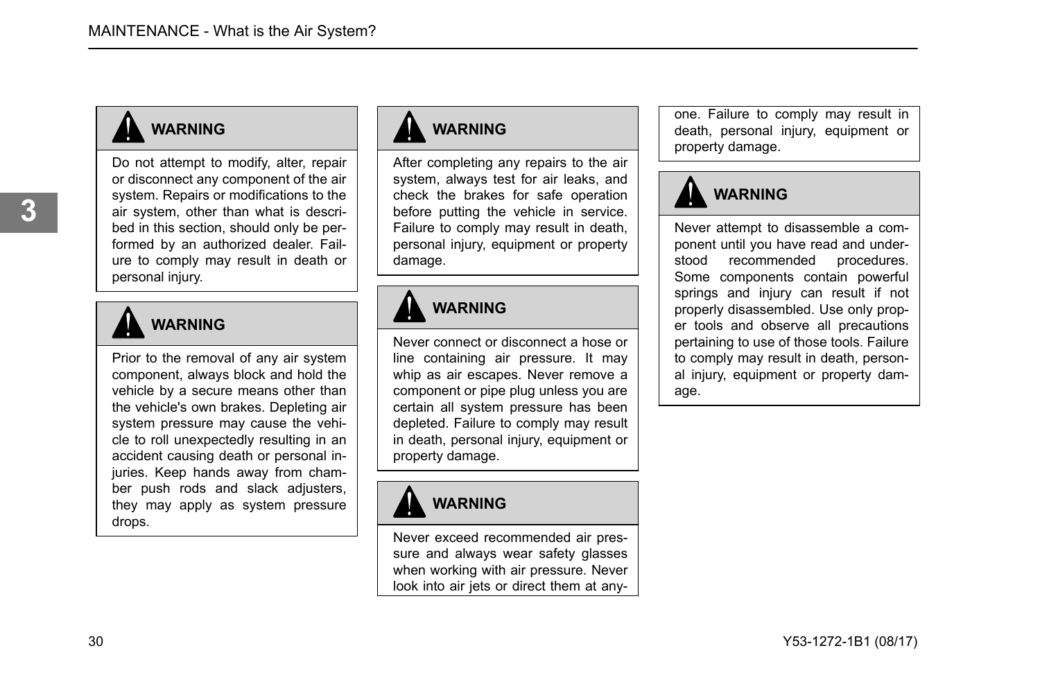**WARNING**

Do not attempt to modify, alter, repair or disconnect any component of the air system. Repairs or modifications to the air system, other than what is described in this section, should only be performed by an authorized dealer. Failure to comply may result in death or personal injury.

**WARNING**

Prior to the removal of any air system component, always block and hold the vehicle by a secure means other than the vehicle's own brakes. Depleting air system pressure may cause the vehicle to roll unexpectedly resulting in an accident causing death or personal injuries. Keep hands away from chamber push rods and slack adjusters, they may apply as system pressure drops.

**WARNING**

After completing any repairs to the air system, always test for air leaks, and check the brakes for safe operation before putting the vehicle in service. Failure to comply may result in death, personal injury, equipment or property damage.

**WARNING**

Never connect or disconnect a hose or line containing air pressure. It may whip as air escapes. Never remove a component or pipe plug unless you are certain all system pressure has been depleted. Failure to comply may result in death, personal injury, equipment or property damage.

**WARNING**

Never exceed recommended air pressure and always wear safety glasses when working with air pressure. Never look into air jets or direct them at anyone. Failure to comply may result in death, personal injury, equipment or property damage.

**WARNING**

Never attempt to disassemble a component until you have read and understood recommended procedures. Some components contain powerful springs and injury can result if not properly disassembled. Use only proper tools and observe all precautions pertaining to use of those tools. Failure to comply may result in death, personal injury, equipment or property damage.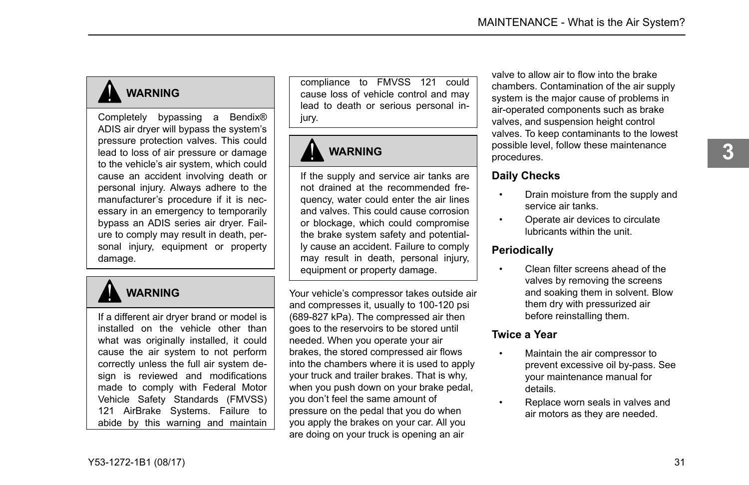**WARNING**

Completely bypassing a Bendix® ADIS air dryer will bypass the system's pressure protection valves. This could lead to loss of air pressure or damage to the vehicle's air system, which could cause an accident involving death or personal injury. Always adhere to the manufacturer's procedure if it is necessary in an emergency to temporarily bypass an ADIS series air dryer. Failure to comply may result in death, personal injury, equipment or property damage.

**WARNING**

If a different air dryer brand or model is installed on the vehicle other than what was originally installed, it could cause the air system to not perform correctly unless the full air system design is reviewed and modifications made to comply with Federal Motor Vehicle Safety Standards (FMVSS) 121 AirBrake Systems. Failure to abide by this warning and maintain compliance to FMVSS 121 could cause loss of vehicle control and may lead to death or serious personal injury.

**WARNING**

If the supply and service air tanks are not drained at the recommended frequency, water could enter the air lines and valves. This could cause corrosion or blockage, which could compromise the brake system safety and potentially cause an accident. Failure to comply may result in death, personal injury, equipment or property damage.

Your vehicle's compressor takes outside air and compresses it, usually to 100-120 psi (689-827 kPa). The compressed air then goes to the reservoirs to be stored until needed. When you operate your air brakes, the stored compressed air flows into the chambers where it is used to apply your truck and trailer brakes. That is why, when you push down on your brake pedal, you don't feel the same amount of pressure on the pedal that you do when you apply the brakes on your car. All you are doing on your truck is opening an air valve to allow air to flow into the brake chambers. Contamination of the air supply system is the major cause of problems in air-operated components such as brake valves, and suspension height control valves. To keep contaminants to the lowest possible level, follow these maintenance procedures.

### Daily Checks

- Drain moisture from the supply and service air tanks.
- Operate air devices to circulate lubricants within the unit.

### Periodically

- Clean filter screens ahead of the valves by removing the screens and soaking them in solvent. Blow them dry with pressurized air before reinstalling them.

### Twice a Year

- Maintain the air compressor to prevent excessive oil by-pass. See your maintenance manual for details.
- Replace worn seals in valves and air motors as they are needed.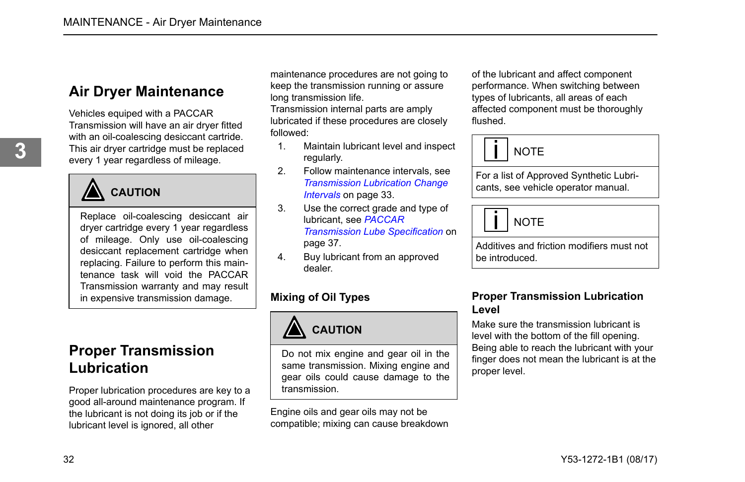## Air Dryer Maintenance

Vehicles equiped with a PACCAR Transmission will have an air dryer fitted with an oil-coalescing desiccant cartride. This air dryer cartridge must be replaced every 1 year regardless of mileage.

> **CAUTION**
>
> Replace oil-coalescing desiccant air dryer cartridge every 1 year regardless of mileage. Only use oil-coalescing desiccant replacement cartridge when replacing. Failure to perform this maintenance task will void the PACCAR Transmission warranty and may result in expensive transmission damage.

## Proper Transmission Lubrication

Proper lubrication procedures are key to a good all-around maintenance program. If the lubricant is not doing its job or if the lubricant level is ignored, all other maintenance procedures are not going to keep the transmission running or assure long transmission life.

Transmission internal parts are amply lubricated if these procedures are closely followed:

1. Maintain lubricant level and inspect regularly.
2. Follow maintenance intervals, see *Transmission Lubrication Change Intervals* on page 33.
3. Use the correct grade and type of lubricant, see *PACCAR Transmission Lube Specification* on page 37.
4. Buy lubricant from an approved dealer.

### Mixing of Oil Types

> **CAUTION**
>
> Do not mix engine and gear oil in the same transmission. Mixing engine and gear oils could cause damage to the transmission.

Engine oils and gear oils may not be compatible; mixing can cause breakdown of the lubricant and affect component performance. When switching between types of lubricants, all areas of each affected component must be thoroughly flushed.

> **NOTE**
>
> For a list of Approved Synthetic Lubricants, see vehicle operator manual.

> **NOTE**
>
> Additives and friction modifiers must not be introduced.

### Proper Transmission Lubrication Level

Make sure the transmission lubricant is level with the bottom of the fill opening. Being able to reach the lubricant with your finger does not mean the lubricant is at the proper level.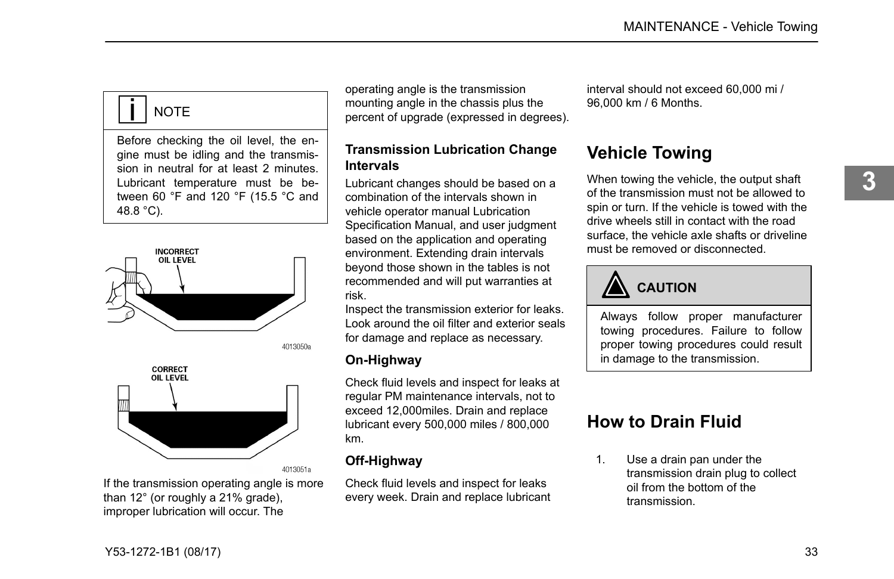> **NOTE**
>
> Before checking the oil level, the engine must be idling and the transmission in neutral for at least 2 minutes. Lubricant temperature must be between 60 °F and 120 °F (15.5 °C and 48.8 °C).

INCORRECT OIL LEVEL

4013050a

CORRECT OIL LEVEL

4013051a

If the transmission operating angle is more than 12° (or roughly a 21% grade), improper lubrication will occur. The operating angle is the transmission mounting angle in the chassis plus the percent of upgrade (expressed in degrees).

### Transmission Lubrication Change Intervals

Lubricant changes should be based on a combination of the intervals shown in vehicle operator manual Lubrication Specification Manual, and user judgment based on the application and operating environment. Extending drain intervals beyond those shown in the tables is not recommended and will put warranties at risk.

Inspect the transmission exterior for leaks. Look around the oil filter and exterior seals for damage and replace as necessary.

#### On-Highway

Check fluid levels and inspect for leaks at regular PM maintenance intervals, not to exceed 12,000miles. Drain and replace lubricant every 500,000 miles / 800,000 km.

#### Off-Highway

Check fluid levels and inspect for leaks every week. Drain and replace lubricant interval should not exceed 60,000 mi / 96,000 km / 6 Months.

## Vehicle Towing

When towing the vehicle, the output shaft of the transmission must not be allowed to spin or turn. If the vehicle is towed with the drive wheels still in contact with the road surface, the vehicle axle shafts or driveline must be removed or disconnected.

> **CAUTION**
>
> Always follow proper manufacturer towing procedures. Failure to follow proper towing procedures could result in damage to the transmission.

## How to Drain Fluid

1. Use a drain pan under the transmission drain plug to collect oil from the bottom of the transmission.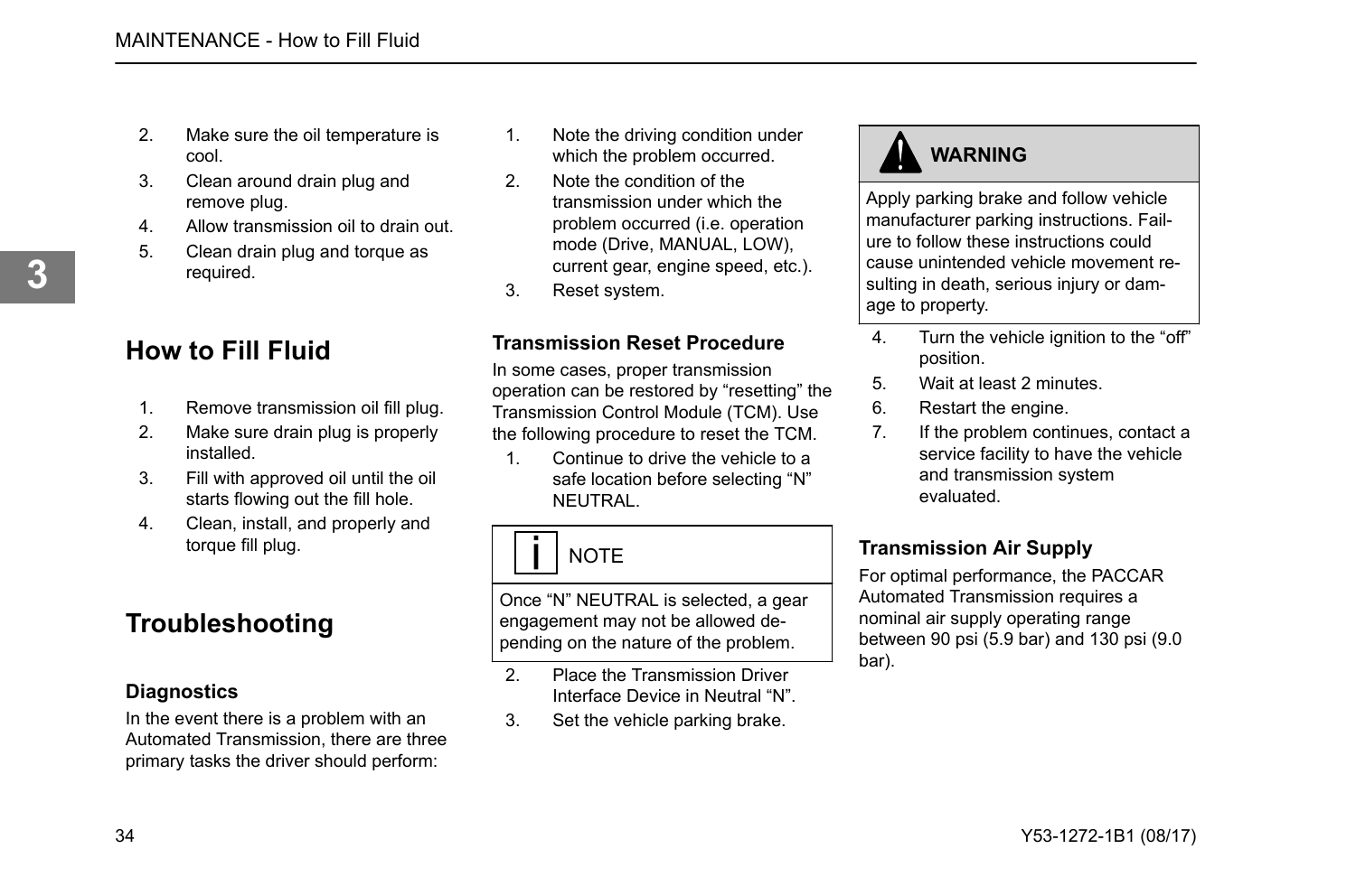2. Make sure the oil temperature is cool.
3. Clean around drain plug and remove plug.
4. Allow transmission oil to drain out.
5. Clean drain plug and torque as required.

## How to Fill Fluid

1. Remove transmission oil fill plug.
2. Make sure drain plug is properly installed.
3. Fill with approved oil until the oil starts flowing out the fill hole.
4. Clean, install, and properly and torque fill plug.

## Troubleshooting

### Diagnostics

In the event there is a problem with an Automated Transmission, there are three primary tasks the driver should perform:

1. Note the driving condition under which the problem occurred.
2. Note the condition of the transmission under which the problem occurred (i.e. operation mode (Drive, MANUAL, LOW), current gear, engine speed, etc.).
3. Reset system.

### Transmission Reset Procedure

In some cases, proper transmission operation can be restored by “resetting” the Transmission Control Module (TCM). Use the following procedure to reset the TCM.

1. Continue to drive the vehicle to a safe location before selecting “N” NEUTRAL.

> **NOTE**
>
> Once “N” NEUTRAL is selected, a gear engagement may not be allowed depending on the nature of the problem.

2. Place the Transmission Driver Interface Device in Neutral “N”.
3. Set the vehicle parking brake.

> **WARNING**
>
> Apply parking brake and follow vehicle manufacturer parking instructions. Failure to follow these instructions could cause unintended vehicle movement resulting in death, serious injury or damage to property.

4. Turn the vehicle ignition to the “off” position.
5. Wait at least 2 minutes.
6. Restart the engine.
7. If the problem continues, contact a service facility to have the vehicle and transmission system evaluated.

### Transmission Air Supply

For optimal performance, the PACCAR Automated Transmission requires a nominal air supply operating range between 90 psi (5.9 bar) and 130 psi (9.0 bar).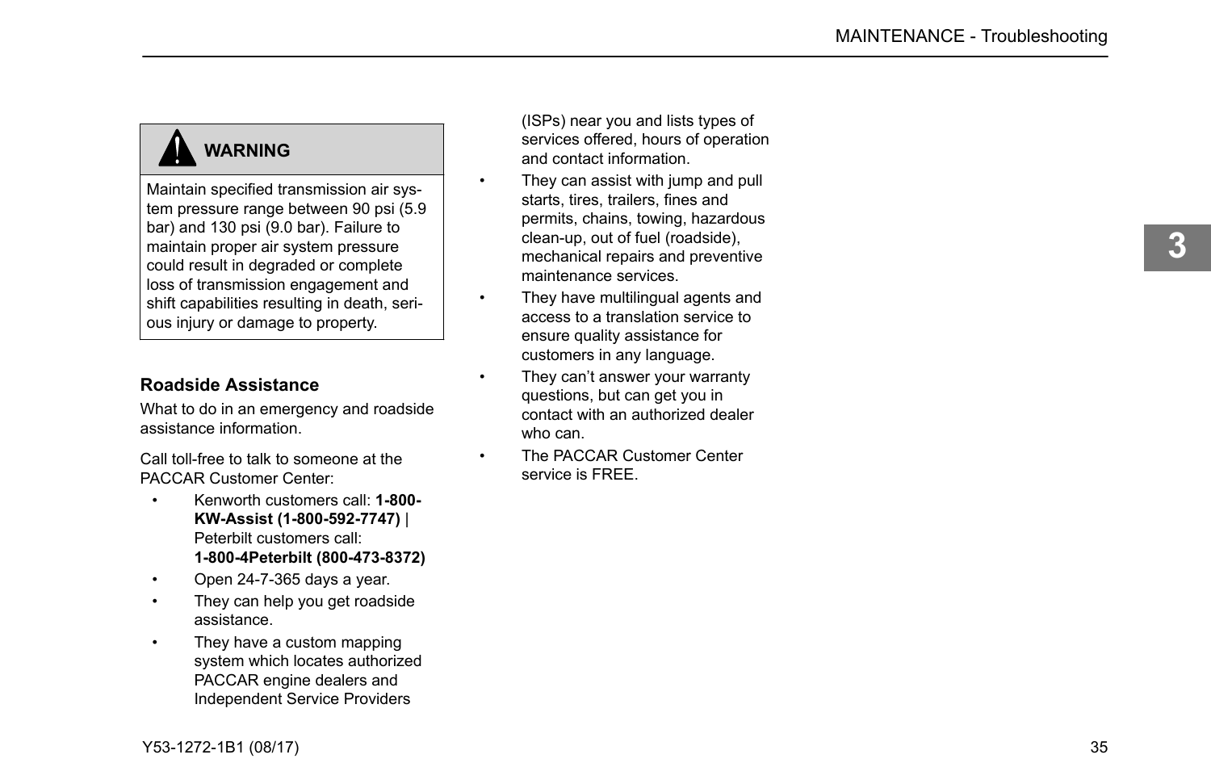**WARNING**

Maintain specified transmission air system pressure range between 90 psi (5.9 bar) and 130 psi (9.0 bar). Failure to maintain proper air system pressure could result in degraded or complete loss of transmission engagement and shift capabilities resulting in death, serious injury or damage to property.

### Roadside Assistance

What to do in an emergency and roadside assistance information.

Call toll-free to talk to someone at the PACCAR Customer Center:

- Kenworth customers call: **1-800-KW-Assist (1-800-592-7747)** | Peterbilt customers call: **1-800-4Peterbilt (800-473-8372)**
- Open 24-7-365 days a year.
- They can help you get roadside assistance.
- They have a custom mapping system which locates authorized PACCAR engine dealers and Independent Service Providers (ISPs) near you and lists types of services offered, hours of operation and contact information.
- They can assist with jump and pull starts, tires, trailers, fines and permits, chains, towing, hazardous clean-up, out of fuel (roadside), mechanical repairs and preventive maintenance services.
- They have multilingual agents and access to a translation service to ensure quality assistance for customers in any language.
- They can't answer your warranty questions, but can get you in contact with an authorized dealer who can.
- The PACCAR Customer Center service is FREE.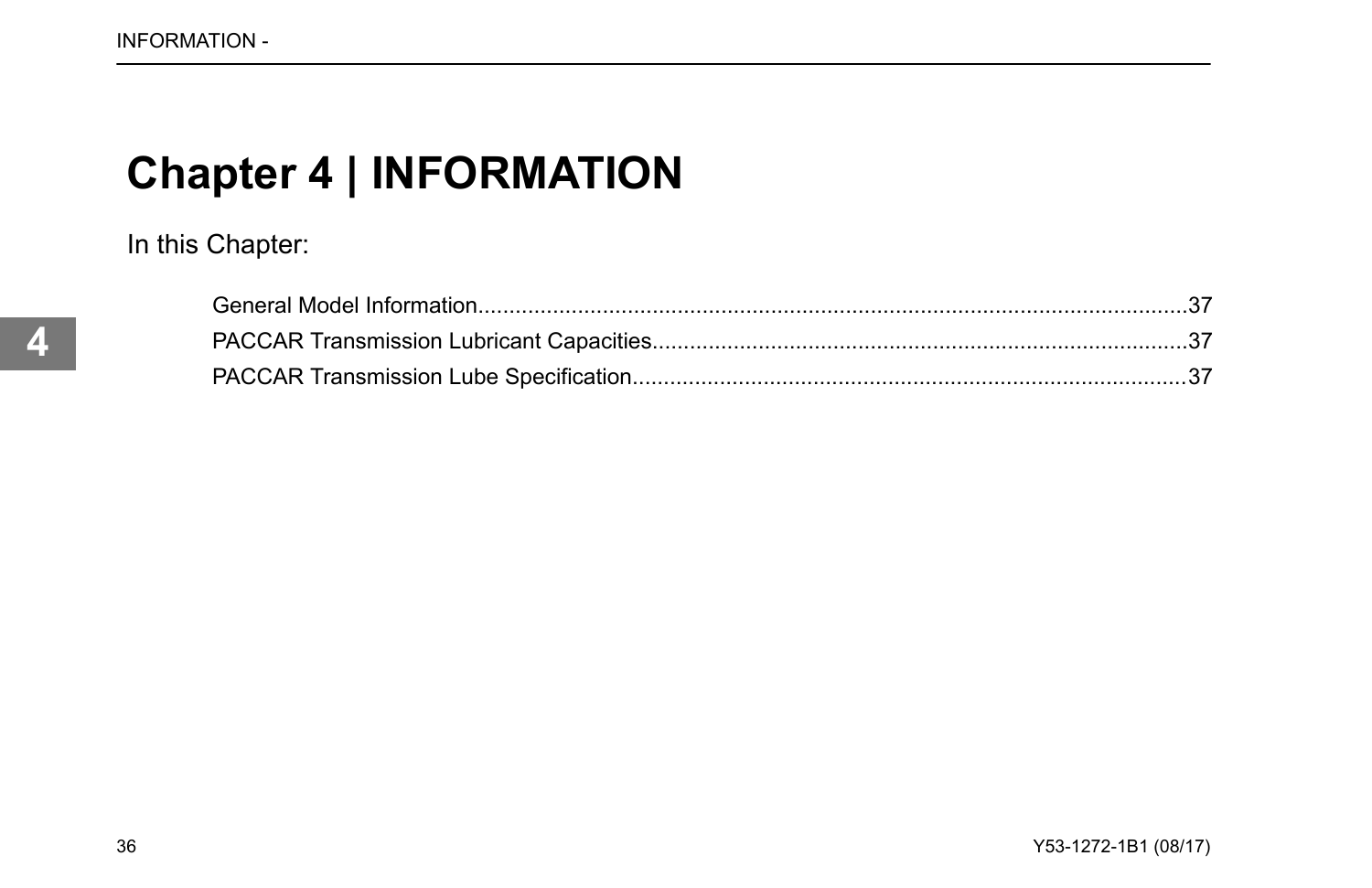# Chapter 4 | INFORMATION

In this Chapter:

General Model Information....................................................................................................................37
PACCAR Transmission Lubricant Capacities......................................................................................37
PACCAR Transmission Lube Specification.........................................................................................37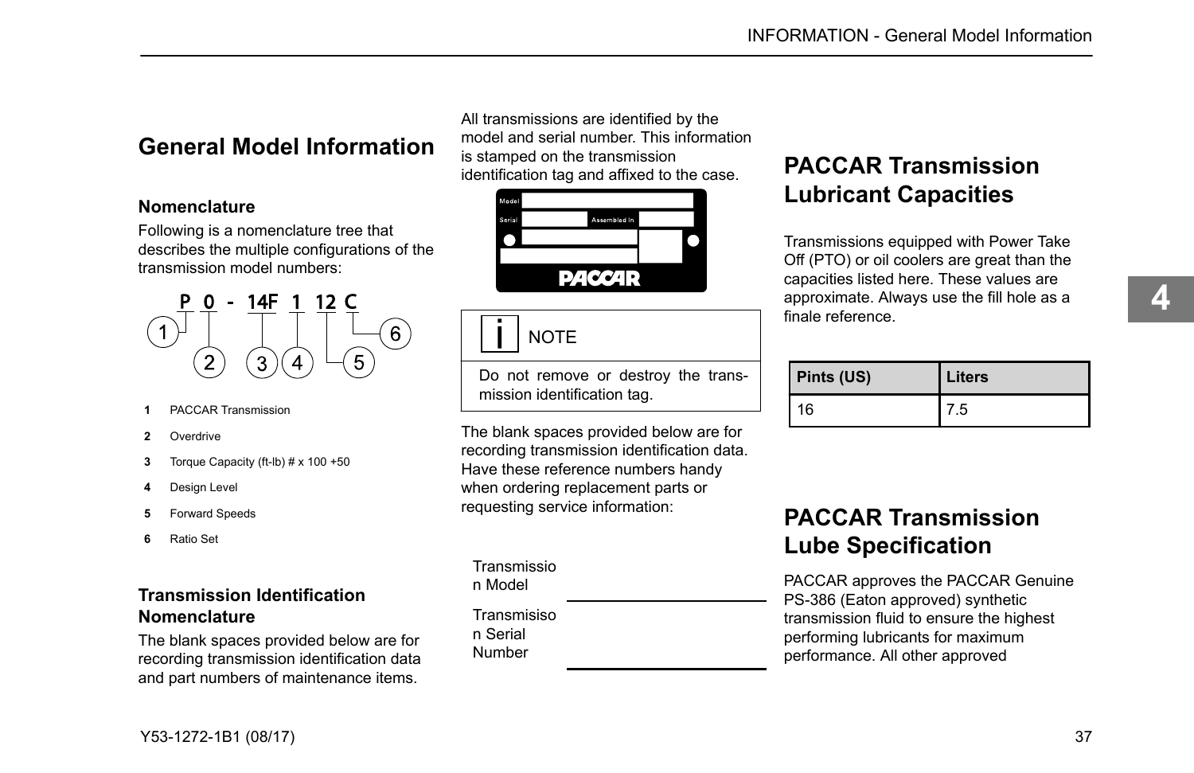## General Model Information

### Nomenclature

Following is a nomenclature tree that describes the multiple configurations of the transmission model numbers:

P 0 - 14F 1 12 C

1. PACCAR Transmission
2. Overdrive
3. Torque Capacity (ft-lb) # x 100 +50
4. Design Level
5. Forward Speeds
6. Ratio Set

### Transmission Identification Nomenclature

The blank spaces provided below are for recording transmission identification data and part numbers of maintenance items.

All transmissions are identified by the model and serial number. This information is stamped on the transmission identification tag and affixed to the case.

Model
Serial | Assembled In
PACCAR

> **NOTE**
>
> Do not remove or destroy the transmission identification tag.

The blank spaces provided below are for recording transmission identification data. Have these reference numbers handy when ordering replacement parts or requesting service information:

Transmission Model ____________________

Transmisison Serial Number ____________________

## PACCAR Transmission Lubricant Capacities

Transmissions equipped with Power Take Off (PTO) or oil coolers are great than the capacities listed here. These values are approximate. Always use the fill hole as a finale reference.

| Pints (US) | Liters |
|---|---|
| 16 | 7.5 |

## PACCAR Transmission Lube Specification

PACCAR approves the PACCAR Genuine PS-386 (Eaton approved) synthetic transmission fluid to ensure the highest performing lubricants for maximum performance. All other approved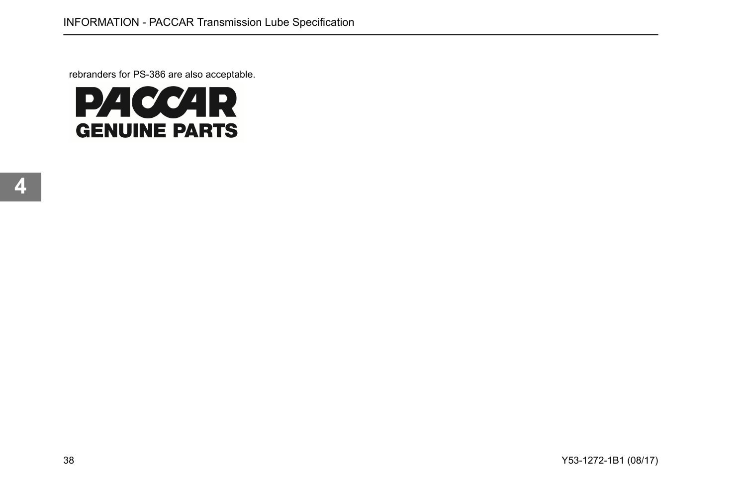rebranders for PS-386 are also acceptable.

PACCAR
GENUINE PARTS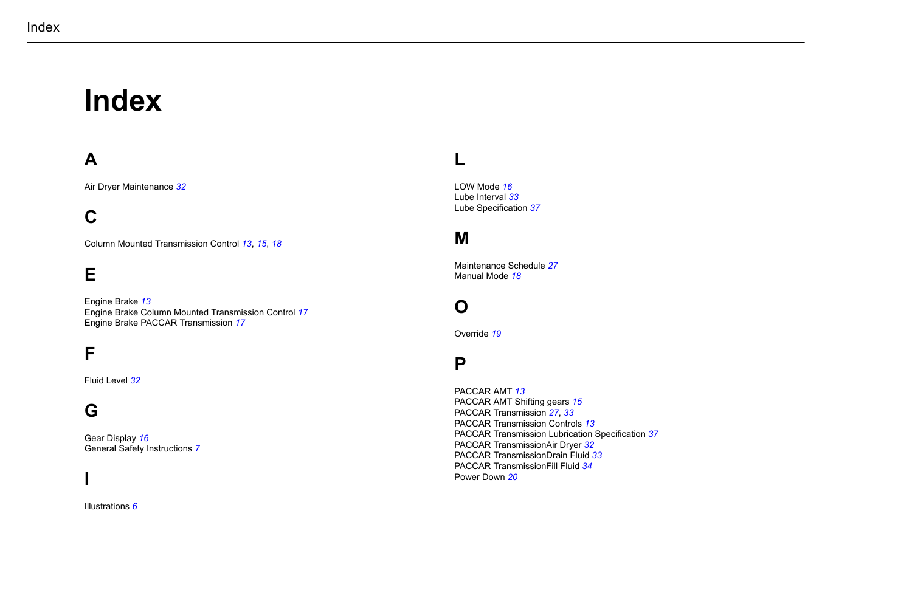# Index

## A

Air Dryer Maintenance *32*

## C

Column Mounted Transmission Control *13*, *15*, *18*

## E

Engine Brake *13*
Engine Brake Column Mounted Transmission Control *17*
Engine Brake PACCAR Transmission *17*

## F

Fluid Level *32*

## G

Gear Display *16*
General Safety Instructions *7*

## I

Illustrations *6*

## L

LOW Mode *16*
Lube Interval *33*
Lube Specification *37*

## M

Maintenance Schedule *27*
Manual Mode *18*

## O

Override *19*

## P

PACCAR AMT *13*
PACCAR AMT Shifting gears *15*
PACCAR Transmission *27*, *33*
PACCAR Transmission Controls *13*
PACCAR Transmission Lubrication Specification *37*
PACCAR TransmissionAir Dryer *32*
PACCAR TransmissionDrain Fluid *33*
PACCAR TransmissionFill Fluid *34*
Power Down *20*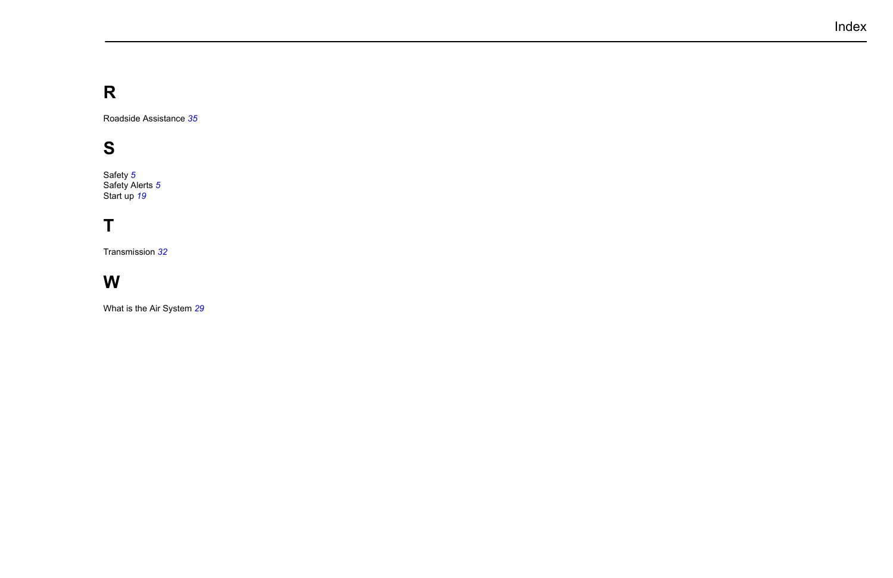## R

Roadside Assistance *35*

## S

Safety *5*
Safety Alerts *5*
Start up *19*

## T

Transmission *32*

## W

What is the Air System *29*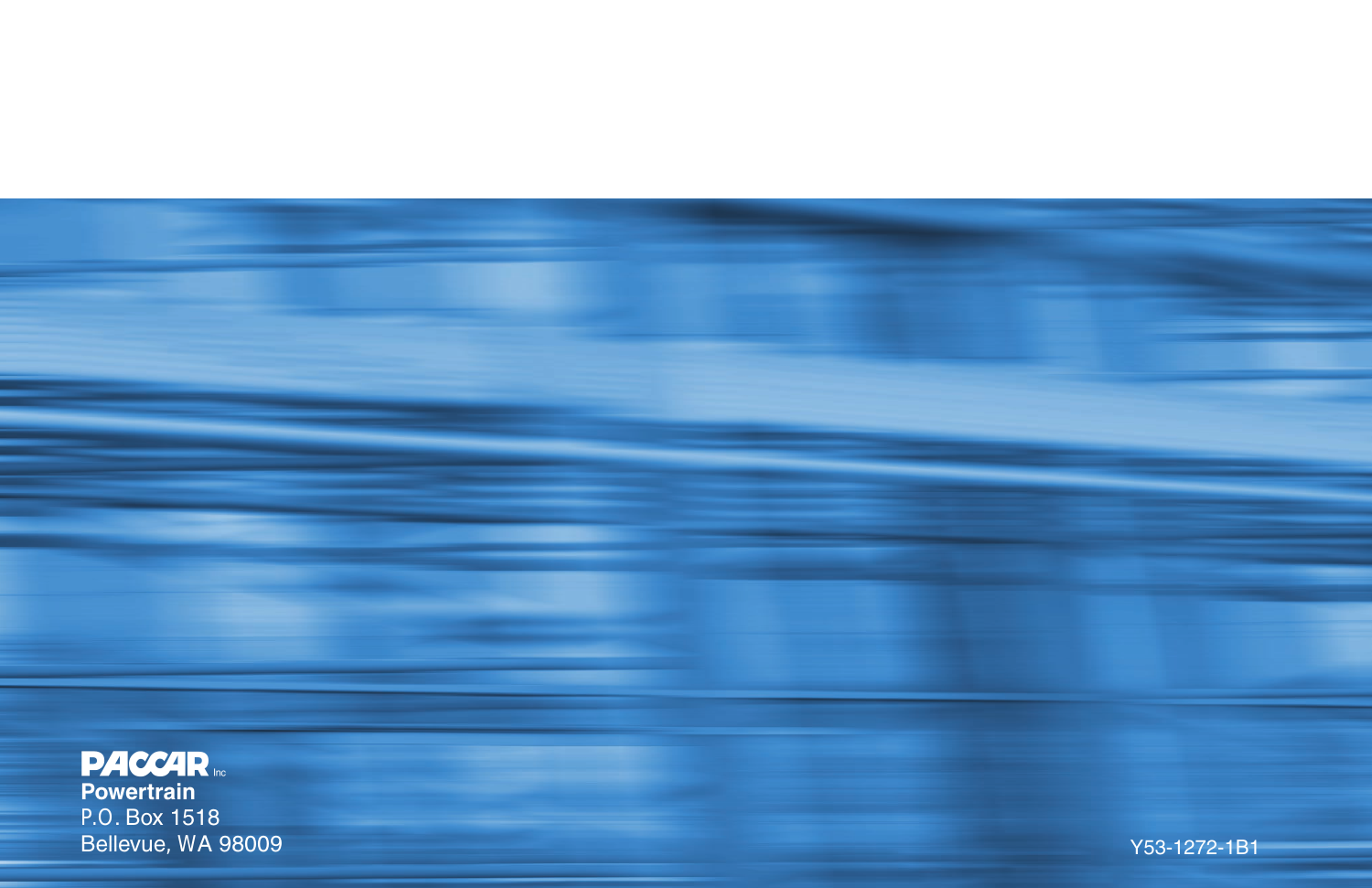PACCAR Inc

**Powertrain**

P.O. Box 1518

Bellevue, WA 98009

Y53-1272-1B1